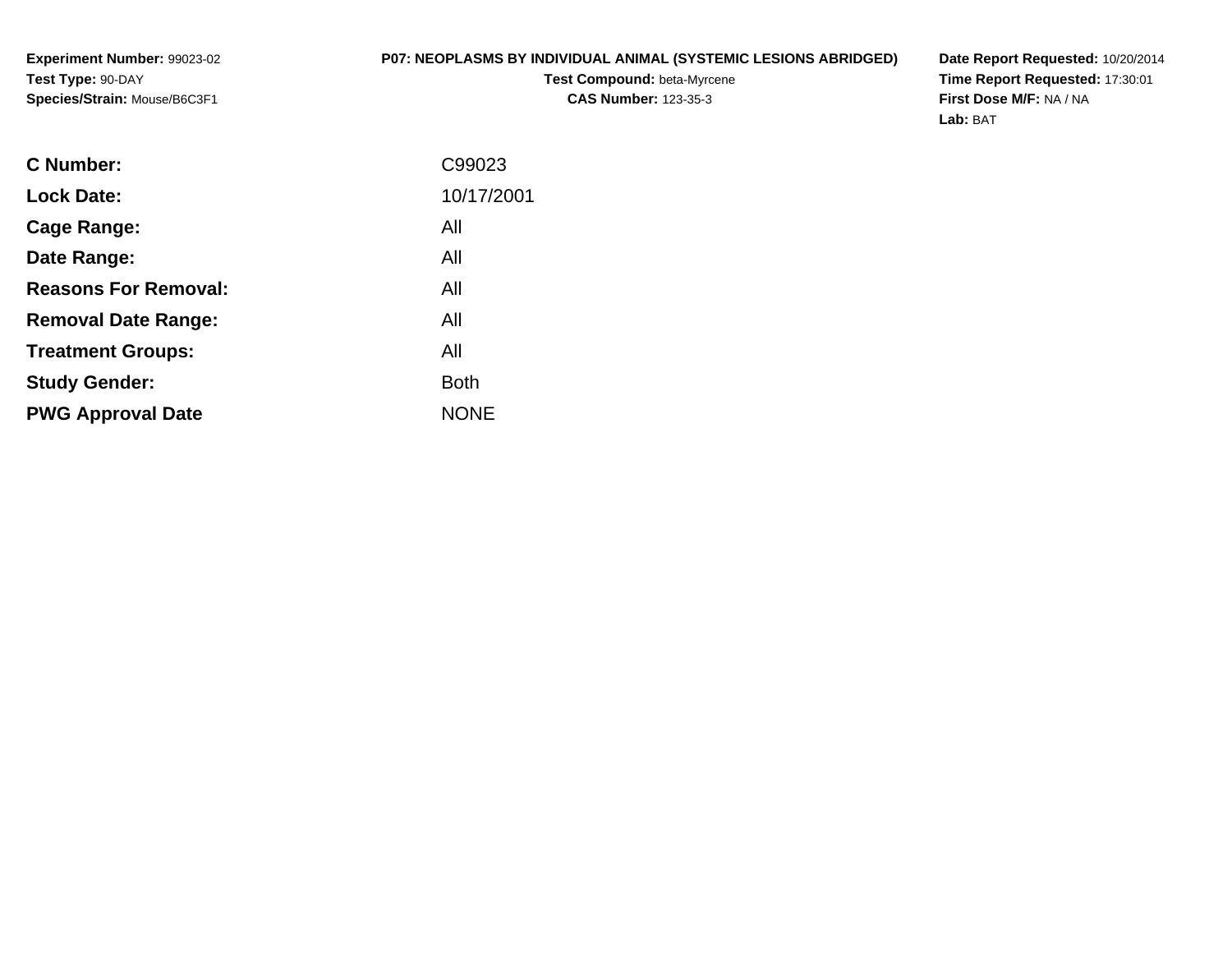**Experiment Number:** 99023-02
**Test Type:** 90-DAY
**Species/Strain:** Mouse/B6C3F1

# P07: NEOPLASMS BY INDIVIDUAL ANIMAL (SYSTEMIC LESIONS ABRIDGED)

**Test Compound:** beta-Myrcene
**CAS Number:** 123-35-3

**Date Report Requested:** 10/20/2014
**Time Report Requested:** 17:30:01
**First Dose M/F:** NA / NA
**Lab:** BAT

| | |
|---|---|
| **C Number:** | C99023 |
| **Lock Date:** | 10/17/2001 |
| **Cage Range:** | All |
| **Date Range:** | All |
| **Reasons For Removal:** | All |
| **Removal Date Range:** | All |
| **Treatment Groups:** | All |
| **Study Gender:** | Both |
| **PWG Approval Date** | NONE |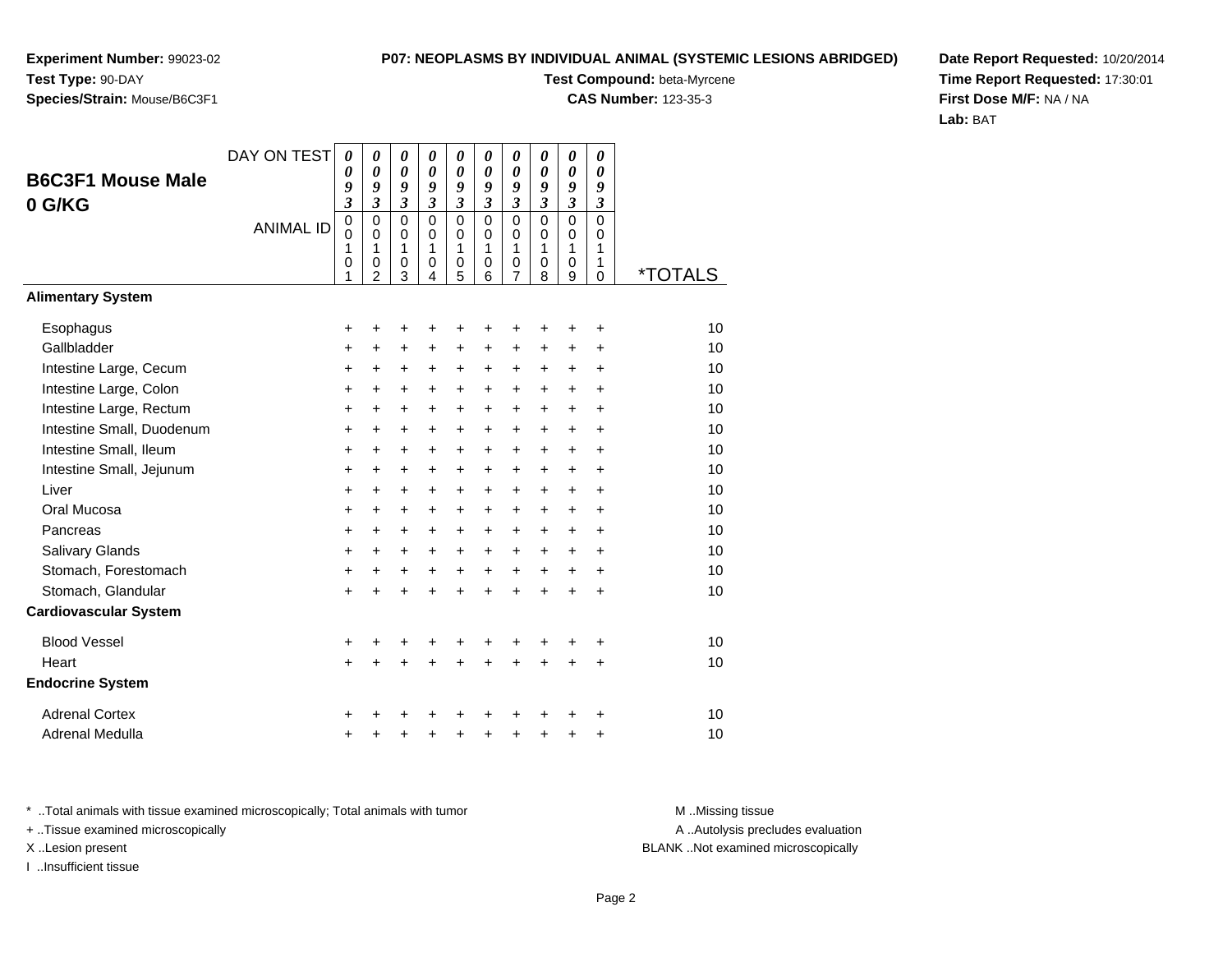**Experiment Number:** 99023-02
**Test Type:** 90-DAY
**Species/Strain:** Mouse/B6C3F1

**P07: NEOPLASMS BY INDIVIDUAL ANIMAL (SYSTEMIC LESIONS ABRIDGED)**
**Test Compound:** beta-Myrcene
**CAS Number:** 123-35-3

**Date Report Requested:** 10/20/2014
**Time Report Requested:** 17:30:01
**First Dose M/F:** NA / NA
**Lab:** BAT

## B6C3F1 Mouse Male 0 G/KG

| DAY ON TEST | 0093 | 0093 | 0093 | 0093 | 0093 | 0093 | 0093 | 0093 | 0093 | 0093 | |
|---|---|---|---|---|---|---|---|---|---|---|---|
| ANIMAL ID | 00101 | 00102 | 00103 | 00104 | 00105 | 00106 | 00107 | 00108 | 00109 | 00110 | *TOTALS |
| **Alimentary System** | | | | | | | | | | | |
| Esophagus | + | + | + | + | + | + | + | + | + | + | 10 |
| Gallbladder | + | + | + | + | + | + | + | + | + | + | 10 |
| Intestine Large, Cecum | + | + | + | + | + | + | + | + | + | + | 10 |
| Intestine Large, Colon | + | + | + | + | + | + | + | + | + | + | 10 |
| Intestine Large, Rectum | + | + | + | + | + | + | + | + | + | + | 10 |
| Intestine Small, Duodenum | + | + | + | + | + | + | + | + | + | + | 10 |
| Intestine Small, Ileum | + | + | + | + | + | + | + | + | + | + | 10 |
| Intestine Small, Jejunum | + | + | + | + | + | + | + | + | + | + | 10 |
| Liver | + | + | + | + | + | + | + | + | + | + | 10 |
| Oral Mucosa | + | + | + | + | + | + | + | + | + | + | 10 |
| Pancreas | + | + | + | + | + | + | + | + | + | + | 10 |
| Salivary Glands | + | + | + | + | + | + | + | + | + | + | 10 |
| Stomach, Forestomach | + | + | + | + | + | + | + | + | + | + | 10 |
| Stomach, Glandular | + | + | + | + | + | + | + | + | + | + | 10 |
| **Cardiovascular System** | | | | | | | | | | | |
| Blood Vessel | + | + | + | + | + | + | + | + | + | + | 10 |
| Heart | + | + | + | + | + | + | + | + | + | + | 10 |
| **Endocrine System** | | | | | | | | | | | |
| Adrenal Cortex | + | + | + | + | + | + | + | + | + | + | 10 |
| Adrenal Medulla | + | + | + | + | + | + | + | + | + | + | 10 |

* ..Total animals with tissue examined microscopically; Total animals with tumor
+ ..Tissue examined microscopically
X ..Lesion present
I ..Insufficient tissue

M ..Missing tissue
A ..Autolysis precludes evaluation
BLANK ..Not examined microscopically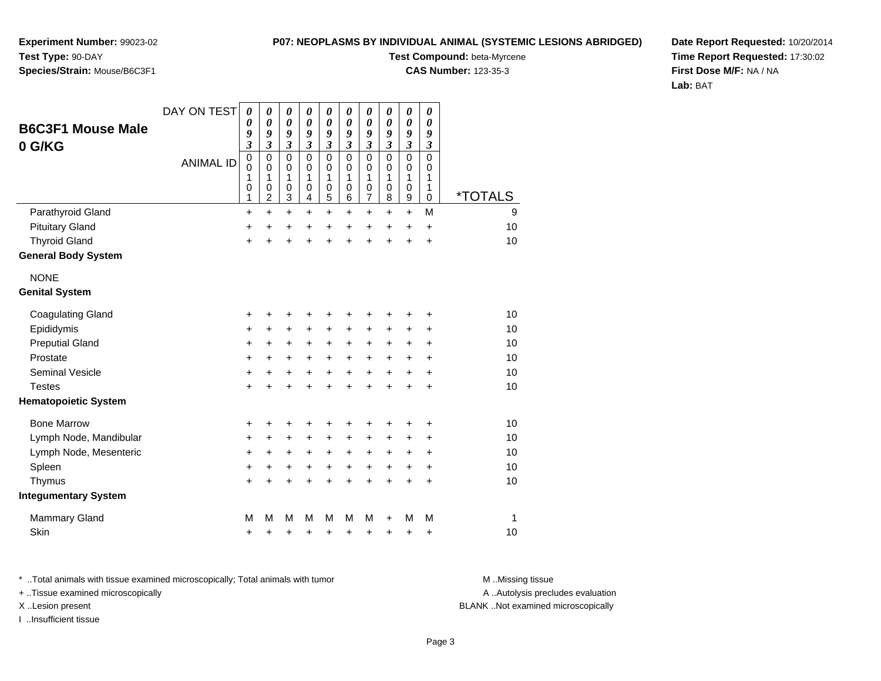**Experiment Number:** 99023-02
**Test Type:** 90-DAY
**Species/Strain:** Mouse/B6C3F1

**P07: NEOPLASMS BY INDIVIDUAL ANIMAL (SYSTEMIC LESIONS ABRIDGED)**
**Test Compound:** beta-Myrcene
**CAS Number:** 123-35-3

**Date Report Requested:** 10/20/2014
**Time Report Requested:** 17:30:02
**First Dose M/F:** NA / NA
**Lab:** BAT

## B6C3F1 Mouse Male
## 0 G/KG

| DAY ON TEST | 0093 | 0093 | 0093 | 0093 | 0093 | 0093 | 0093 | 0093 | 0093 | 0093 | |
|---|---|---|---|---|---|---|---|---|---|---|---|
| **ANIMAL ID** | 00101 | 00102 | 00103 | 00104 | 00105 | 00106 | 00107 | 00108 | 00109 | 00110 | ***TOTALS** |
| Parathyroid Gland | + | + | + | + | + | + | + | + | + | M | 9 |
| Pituitary Gland | + | + | + | + | + | + | + | + | + | + | 10 |
| Thyroid Gland | + | + | + | + | + | + | + | + | + | + | 10 |
| **General Body System** | | | | | | | | | | | |
| NONE | | | | | | | | | | | |
| **Genital System** | | | | | | | | | | | |
| Coagulating Gland | + | + | + | + | + | + | + | + | + | + | 10 |
| Epididymis | + | + | + | + | + | + | + | + | + | + | 10 |
| Preputial Gland | + | + | + | + | + | + | + | + | + | + | 10 |
| Prostate | + | + | + | + | + | + | + | + | + | + | 10 |
| Seminal Vesicle | + | + | + | + | + | + | + | + | + | + | 10 |
| Testes | + | + | + | + | + | + | + | + | + | + | 10 |
| **Hematopoietic System** | | | | | | | | | | | |
| Bone Marrow | + | + | + | + | + | + | + | + | + | + | 10 |
| Lymph Node, Mandibular | + | + | + | + | + | + | + | + | + | + | 10 |
| Lymph Node, Mesenteric | + | + | + | + | + | + | + | + | + | + | 10 |
| Spleen | + | + | + | + | + | + | + | + | + | + | 10 |
| Thymus | + | + | + | + | + | + | + | + | + | + | 10 |
| **Integumentary System** | | | | | | | | | | | |
| Mammary Gland | M | M | M | M | M | M | M | + | M | M | 1 |
| Skin | + | + | + | + | + | + | + | + | + | + | 10 |

* ..Total animals with tissue examined microscopically; Total animals with tumor
+ ..Tissue examined microscopically
X ..Lesion present
I ..Insufficient tissue

M ..Missing tissue
A ..Autolysis precludes evaluation
BLANK ..Not examined microscopically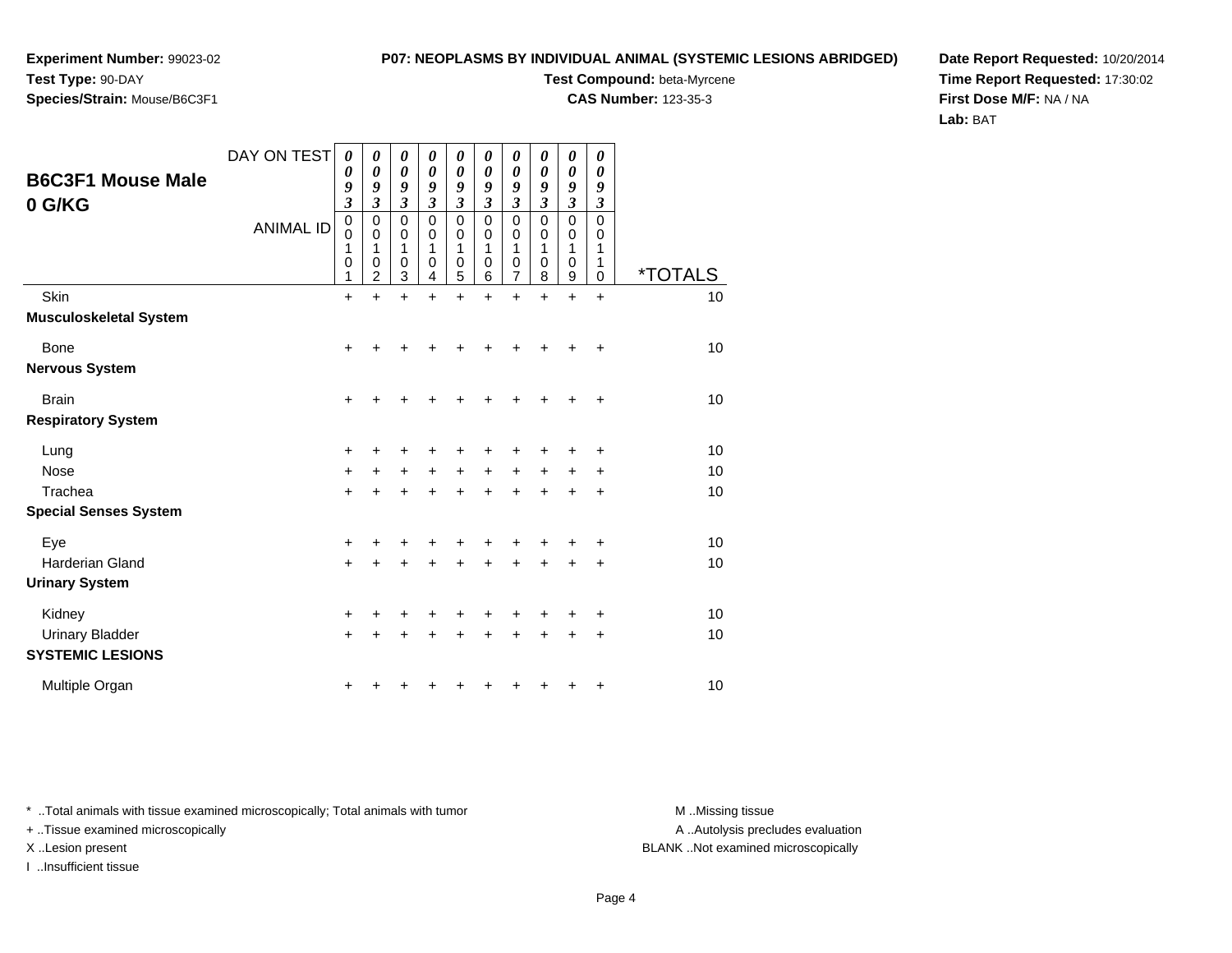**Experiment Number:** 99023-02
**Test Type:** 90-DAY
**Species/Strain:** Mouse/B6C3F1

**P07: NEOPLASMS BY INDIVIDUAL ANIMAL (SYSTEMIC LESIONS ABRIDGED)**
**Test Compound:** beta-Myrcene
**CAS Number:** 123-35-3

**Date Report Requested:** 10/20/2014
**Time Report Requested:** 17:30:02
**First Dose M/F:** NA / NA
**Lab:** BAT

## B6C3F1 Mouse Male
## 0 G/KG

| DAY ON TEST | 0093 | 0093 | 0093 | 0093 | 0093 | 0093 | 0093 | 0093 | 0093 | 0093 | |
|---|---|---|---|---|---|---|---|---|---|---|---|
| ANIMAL ID | 00101 | 00102 | 00103 | 00104 | 00105 | 00106 | 00107 | 00108 | 00109 | 00110 | *TOTALS |
| Skin | + | + | + | + | + | + | + | + | + | + | 10 |
| **Musculoskeletal System** | | | | | | | | | | | |
| Bone | + | + | + | + | + | + | + | + | + | + | 10 |
| **Nervous System** | | | | | | | | | | | |
| Brain | + | + | + | + | + | + | + | + | + | + | 10 |
| **Respiratory System** | | | | | | | | | | | |
| Lung | + | + | + | + | + | + | + | + | + | + | 10 |
| Nose | + | + | + | + | + | + | + | + | + | + | 10 |
| Trachea | + | + | + | + | + | + | + | + | + | + | 10 |
| **Special Senses System** | | | | | | | | | | | |
| Eye | + | + | + | + | + | + | + | + | + | + | 10 |
| Harderian Gland | + | + | + | + | + | + | + | + | + | + | 10 |
| **Urinary System** | | | | | | | | | | | |
| Kidney | + | + | + | + | + | + | + | + | + | + | 10 |
| Urinary Bladder | + | + | + | + | + | + | + | + | + | + | 10 |
| **SYSTEMIC LESIONS** | | | | | | | | | | | |
| Multiple Organ | + | + | + | + | + | + | + | + | + | + | 10 |

* ..Total animals with tissue examined microscopically; Total animals with tumor
+ ..Tissue examined microscopically
X ..Lesion present
I ..Insufficient tissue

M ..Missing tissue
A ..Autolysis precludes evaluation
BLANK ..Not examined microscopically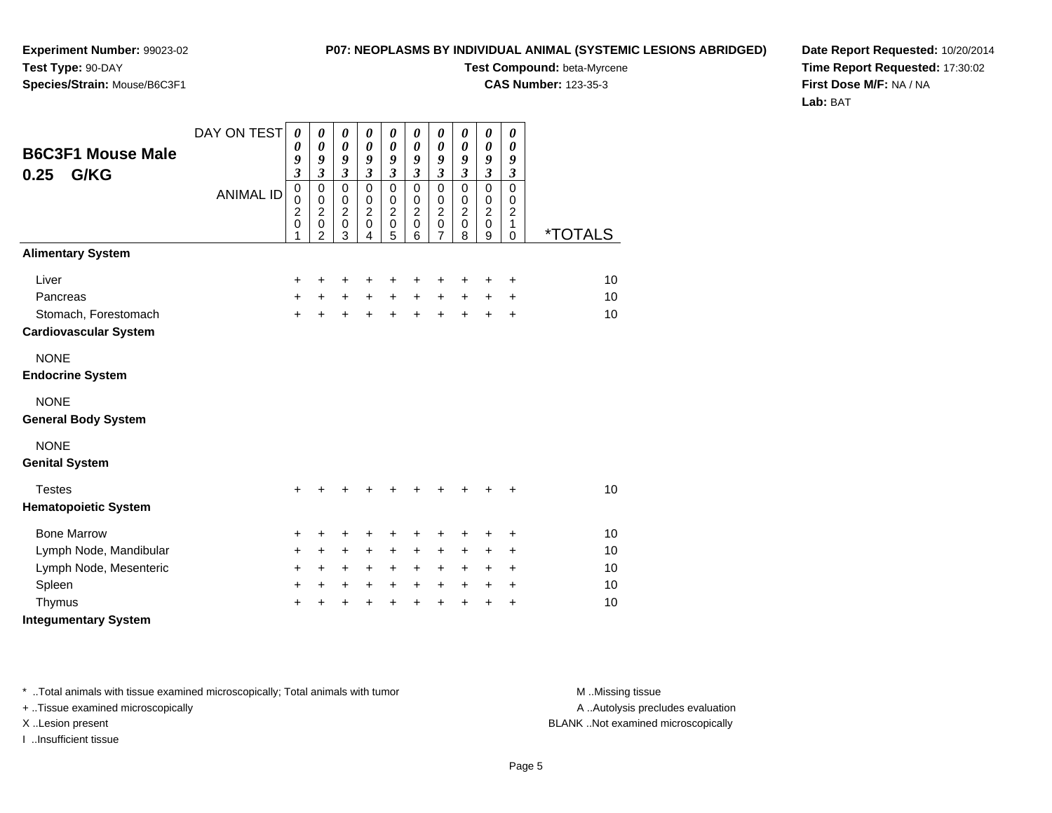**Experiment Number:** 99023-02
**Test Type:** 90-DAY
**Species/Strain:** Mouse/B6C3F1

**P07: NEOPLASMS BY INDIVIDUAL ANIMAL (SYSTEMIC LESIONS ABRIDGED)**
**Test Compound:** beta-Myrcene
**CAS Number:** 123-35-3

**Date Report Requested:** 10/20/2014
**Time Report Requested:** 17:30:02
**First Dose M/F:** NA / NA
**Lab:** BAT

## B6C3F1 Mouse Male 0.25 G/KG

| DAY ON TEST | 0093 | 0093 | 0093 | 0093 | 0093 | 0093 | 0093 | 0093 | 0093 | 0093 | |
|---|---|---|---|---|---|---|---|---|---|---|---|
| ANIMAL ID | 00201 | 00202 | 00203 | 00204 | 00205 | 00206 | 00207 | 00208 | 00209 | 00210 | *TOTALS |
| **Alimentary System** | | | | | | | | | | | |
| Liver | + | + | + | + | + | + | + | + | + | + | 10 |
| Pancreas | + | + | + | + | + | + | + | + | + | + | 10 |
| Stomach, Forestomach | + | + | + | + | + | + | + | + | + | + | 10 |
| **Cardiovascular System** | | | | | | | | | | | |
| NONE | | | | | | | | | | | |
| **Endocrine System** | | | | | | | | | | | |
| NONE | | | | | | | | | | | |
| **General Body System** | | | | | | | | | | | |
| NONE | | | | | | | | | | | |
| **Genital System** | | | | | | | | | | | |
| Testes | + | + | + | + | + | + | + | + | + | + | 10 |
| **Hematopoietic System** | | | | | | | | | | | |
| Bone Marrow | + | + | + | + | + | + | + | + | + | + | 10 |
| Lymph Node, Mandibular | + | + | + | + | + | + | + | + | + | + | 10 |
| Lymph Node, Mesenteric | + | + | + | + | + | + | + | + | + | + | 10 |
| Spleen | + | + | + | + | + | + | + | + | + | + | 10 |
| Thymus | + | + | + | + | + | + | + | + | + | + | 10 |
| **Integumentary System** | | | | | | | | | | | |

\* ..Total animals with tissue examined microscopically; Total animals with tumor
+ ..Tissue examined microscopically
X ..Lesion present
I ..Insufficient tissue

M ..Missing tissue
A ..Autolysis precludes evaluation
BLANK ..Not examined microscopically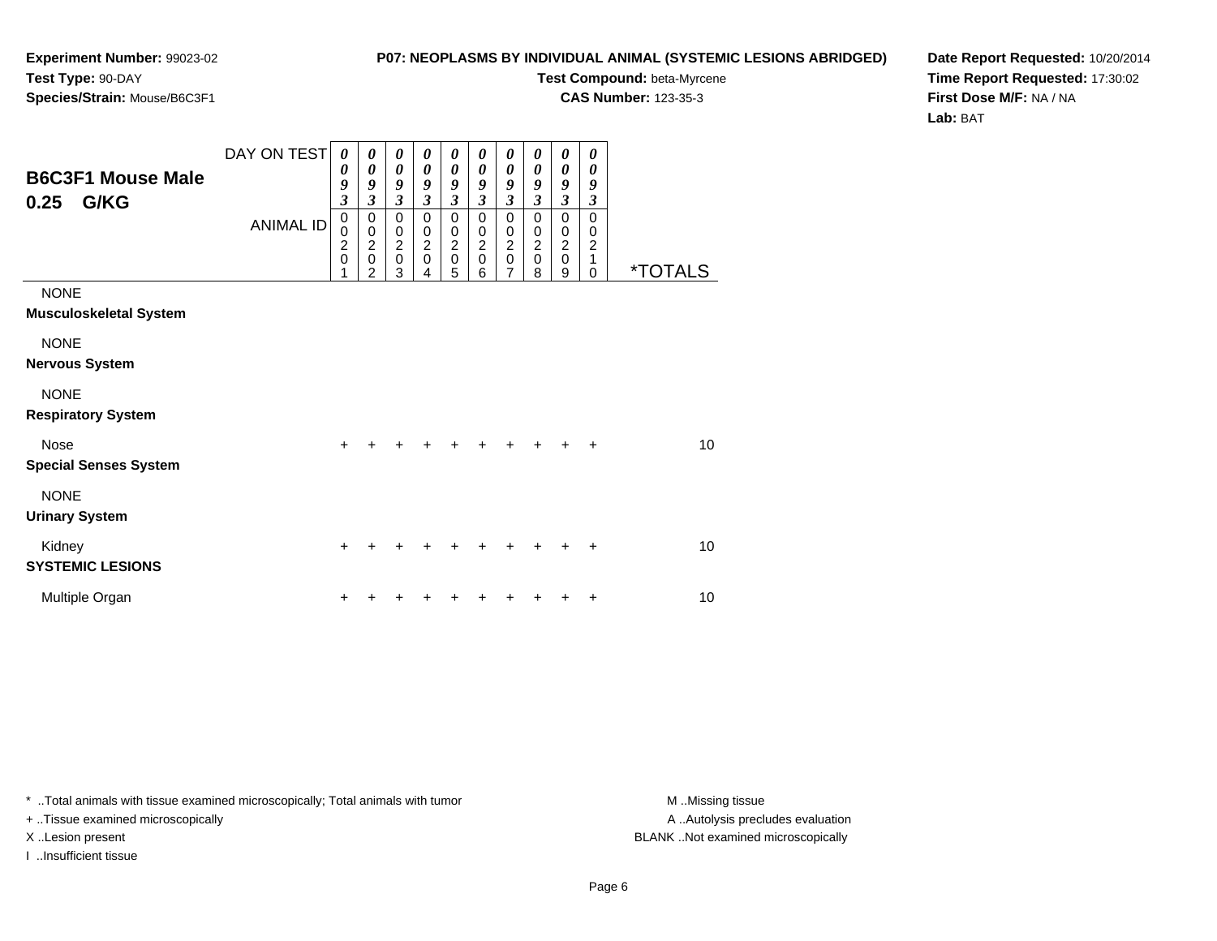**Experiment Number:** 99023-02
**Test Type:** 90-DAY
**Species/Strain:** Mouse/B6C3F1

**P07: NEOPLASMS BY INDIVIDUAL ANIMAL (SYSTEMIC LESIONS ABRIDGED)**
**Test Compound:** beta-Myrcene
**CAS Number:** 123-35-3

**Date Report Requested:** 10/20/2014
**Time Report Requested:** 17:30:02
**First Dose M/F:** NA / NA
**Lab:** BAT

## B6C3F1 Mouse Male 0.25 G/KG

| DAY ON TEST | 0093 | 0093 | 0093 | 0093 | 0093 | 0093 | 0093 | 0093 | 0093 | 0093 | |
|---|---|---|---|---|---|---|---|---|---|---|---|
| ANIMAL ID | 00201 | 00202 | 00203 | 00204 | 00205 | 00206 | 00207 | 00208 | 00209 | 00210 | *TOTALS |
| NONE | | | | | | | | | | | |
| **Musculoskeletal System** | | | | | | | | | | | |
| NONE | | | | | | | | | | | |
| **Nervous System** | | | | | | | | | | | |
| NONE | | | | | | | | | | | |
| **Respiratory System** | | | | | | | | | | | |
| Nose | + | + | + | + | + | + | + | + | + | + | 10 |
| **Special Senses System** | | | | | | | | | | | |
| NONE | | | | | | | | | | | |
| **Urinary System** | | | | | | | | | | | |
| Kidney | + | + | + | + | + | + | + | + | + | + | 10 |
| **SYSTEMIC LESIONS** | | | | | | | | | | | |
| Multiple Organ | + | + | + | + | + | + | + | + | + | + | 10 |

* ..Total animals with tissue examined microscopically; Total animals with tumor
+ ..Tissue examined microscopically
X ..Lesion present
I ..Insufficient tissue

M ..Missing tissue
A ..Autolysis precludes evaluation
BLANK ..Not examined microscopically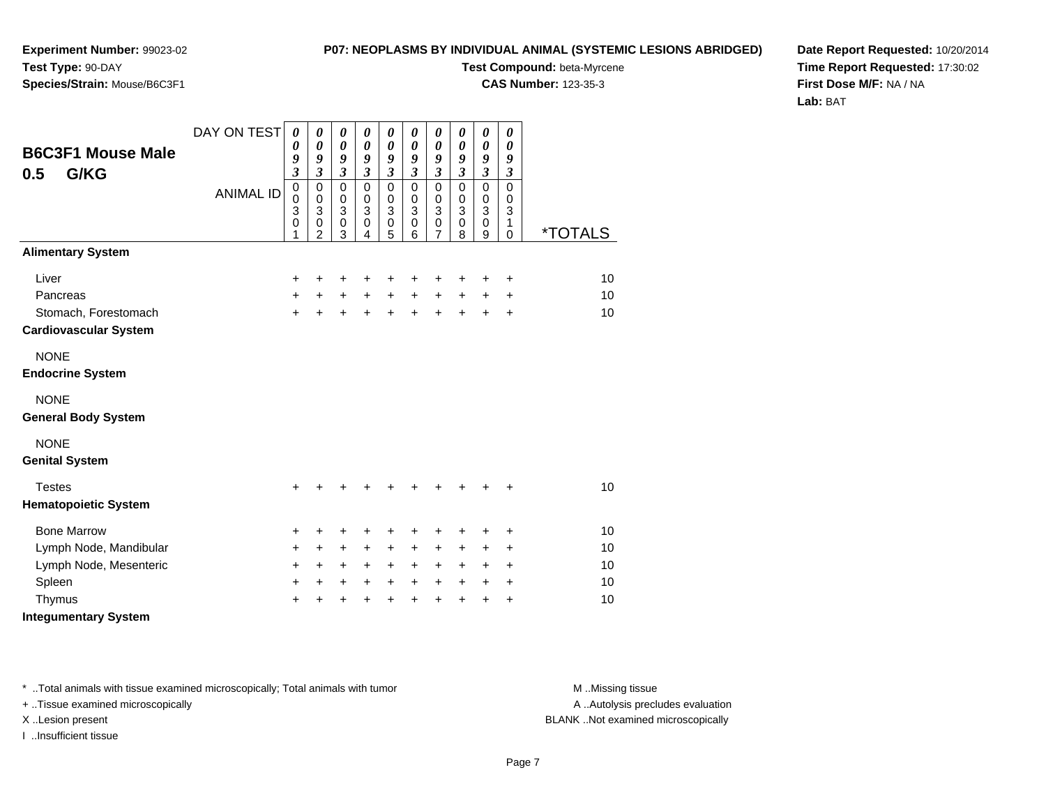**Experiment Number:** 99023-02
**Test Type:** 90-DAY
**Species/Strain:** Mouse/B6C3F1

**P07: NEOPLASMS BY INDIVIDUAL ANIMAL (SYSTEMIC LESIONS ABRIDGED)**
**Test Compound:** beta-Myrcene
**CAS Number:** 123-35-3

**Date Report Requested:** 10/20/2014
**Time Report Requested:** 17:30:02
**First Dose M/F:** NA / NA
**Lab:** BAT

## B6C3F1 Mouse Male 0.5 G/KG

| DAY ON TEST | 0093 | 0093 | 0093 | 0093 | 0093 | 0093 | 0093 | 0093 | 0093 | 0093 | |
|---|---|---|---|---|---|---|---|---|---|---|---|
| ANIMAL ID | 00301 | 00302 | 00303 | 00304 | 00305 | 00306 | 00307 | 00308 | 00309 | 00310 | *TOTALS |
| **Alimentary System** | | | | | | | | | | | |
| Liver | + | + | + | + | + | + | + | + | + | + | 10 |
| Pancreas | + | + | + | + | + | + | + | + | + | + | 10 |
| Stomach, Forestomach | + | + | + | + | + | + | + | + | + | + | 10 |
| **Cardiovascular System** | | | | | | | | | | | |
| NONE | | | | | | | | | | | |
| **Endocrine System** | | | | | | | | | | | |
| NONE | | | | | | | | | | | |
| **General Body System** | | | | | | | | | | | |
| NONE | | | | | | | | | | | |
| **Genital System** | | | | | | | | | | | |
| Testes | + | + | + | + | + | + | + | + | + | + | 10 |
| **Hematopoietic System** | | | | | | | | | | | |
| Bone Marrow | + | + | + | + | + | + | + | + | + | + | 10 |
| Lymph Node, Mandibular | + | + | + | + | + | + | + | + | + | + | 10 |
| Lymph Node, Mesenteric | + | + | + | + | + | + | + | + | + | + | 10 |
| Spleen | + | + | + | + | + | + | + | + | + | + | 10 |
| Thymus | + | + | + | + | + | + | + | + | + | + | 10 |
| **Integumentary System** | | | | | | | | | | | |

* ..Total animals with tissue examined microscopically; Total animals with tumor
+ ..Tissue examined microscopically
X ..Lesion present
I ..Insufficient tissue

M ..Missing tissue
A ..Autolysis precludes evaluation
BLANK ..Not examined microscopically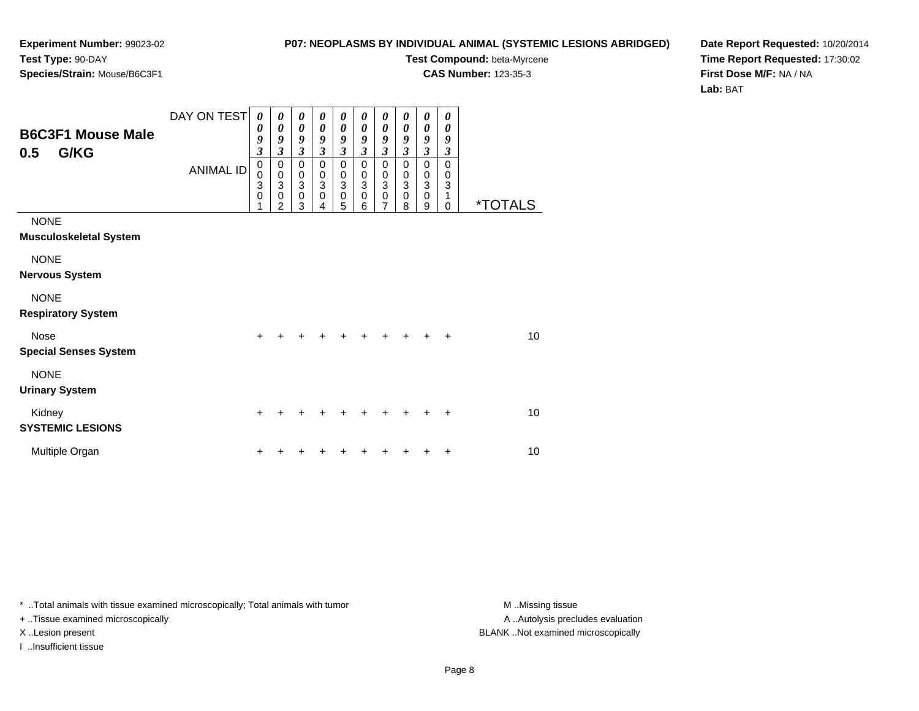**Experiment Number:** 99023-02
**Test Type:** 90-DAY
**Species/Strain:** Mouse/B6C3F1

**P07: NEOPLASMS BY INDIVIDUAL ANIMAL (SYSTEMIC LESIONS ABRIDGED)**
**Test Compound:** beta-Myrcene
**CAS Number:** 123-35-3

**Date Report Requested:** 10/20/2014
**Time Report Requested:** 17:30:02
**First Dose M/F:** NA / NA
**Lab:** BAT

## B6C3F1 Mouse Male 0.5 G/KG

| DAY ON TEST | 0093 | 0093 | 0093 | 0093 | 0093 | 0093 | 0093 | 0093 | 0093 | 0093 | |
|---|---|---|---|---|---|---|---|---|---|---|---|
| ANIMAL ID | 00301 | 00302 | 00303 | 00304 | 00305 | 00306 | 00307 | 00308 | 00309 | 00310 | *TOTALS |
| NONE | | | | | | | | | | | |
| **Musculoskeletal System** | | | | | | | | | | | |
| NONE | | | | | | | | | | | |
| **Nervous System** | | | | | | | | | | | |
| NONE | | | | | | | | | | | |
| **Respiratory System** | | | | | | | | | | | |
| Nose | + | + | + | + | + | + | + | + | + | + | 10 |
| **Special Senses System** | | | | | | | | | | | |
| NONE | | | | | | | | | | | |
| **Urinary System** | | | | | | | | | | | |
| Kidney | + | + | + | + | + | + | + | + | + | + | 10 |
| **SYSTEMIC LESIONS** | | | | | | | | | | | |
| Multiple Organ | + | + | + | + | + | + | + | + | + | + | 10 |

\* ..Total animals with tissue examined microscopically; Total animals with tumor
\+ ..Tissue examined microscopically
X ..Lesion present
I ..Insufficient tissue

M ..Missing tissue
A ..Autolysis precludes evaluation
BLANK ..Not examined microscopically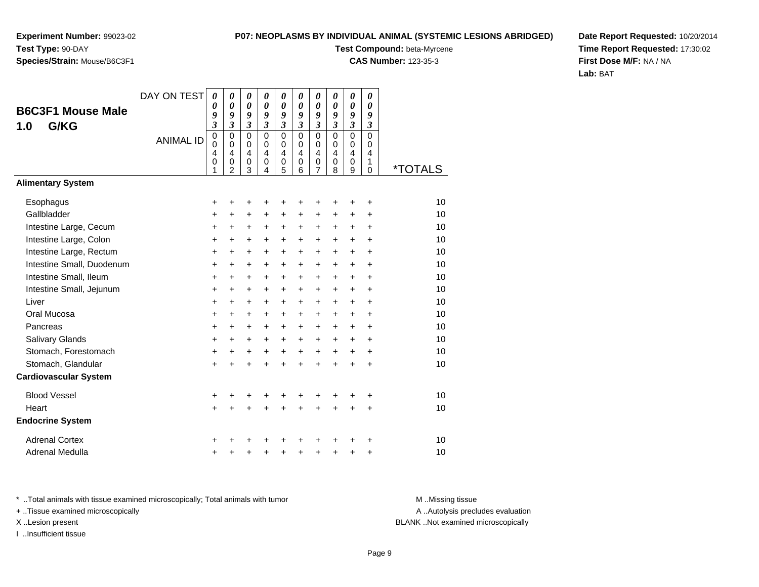**Experiment Number:** 99023-02
**Test Type:** 90-DAY
**Species/Strain:** Mouse/B6C3F1

**P07: NEOPLASMS BY INDIVIDUAL ANIMAL (SYSTEMIC LESIONS ABRIDGED)**
**Test Compound:** beta-Myrcene
**CAS Number:** 123-35-3

**Date Report Requested:** 10/20/2014
**Time Report Requested:** 17:30:02
**First Dose M/F:** NA / NA
**Lab:** BAT

## B6C3F1 Mouse Male 1.0 G/KG

| DAY ON TEST | 0093 | 0093 | 0093 | 0093 | 0093 | 0093 | 0093 | 0093 | 0093 | 0093 | |
|---|---|---|---|---|---|---|---|---|---|---|---|
| ANIMAL ID | 00401 | 00402 | 00403 | 00404 | 00405 | 00406 | 00407 | 00408 | 00409 | 00410 | *TOTALS |
| **Alimentary System** | | | | | | | | | | | |
| Esophagus | + | + | + | + | + | + | + | + | + | + | 10 |
| Gallbladder | + | + | + | + | + | + | + | + | + | + | 10 |
| Intestine Large, Cecum | + | + | + | + | + | + | + | + | + | + | 10 |
| Intestine Large, Colon | + | + | + | + | + | + | + | + | + | + | 10 |
| Intestine Large, Rectum | + | + | + | + | + | + | + | + | + | + | 10 |
| Intestine Small, Duodenum | + | + | + | + | + | + | + | + | + | + | 10 |
| Intestine Small, Ileum | + | + | + | + | + | + | + | + | + | + | 10 |
| Intestine Small, Jejunum | + | + | + | + | + | + | + | + | + | + | 10 |
| Liver | + | + | + | + | + | + | + | + | + | + | 10 |
| Oral Mucosa | + | + | + | + | + | + | + | + | + | + | 10 |
| Pancreas | + | + | + | + | + | + | + | + | + | + | 10 |
| Salivary Glands | + | + | + | + | + | + | + | + | + | + | 10 |
| Stomach, Forestomach | + | + | + | + | + | + | + | + | + | + | 10 |
| Stomach, Glandular | + | + | + | + | + | + | + | + | + | + | 10 |
| **Cardiovascular System** | | | | | | | | | | | |
| Blood Vessel | + | + | + | + | + | + | + | + | + | + | 10 |
| Heart | + | + | + | + | + | + | + | + | + | + | 10 |
| **Endocrine System** | | | | | | | | | | | |
| Adrenal Cortex | + | + | + | + | + | + | + | + | + | + | 10 |
| Adrenal Medulla | + | + | + | + | + | + | + | + | + | + | 10 |

* ..Total animals with tissue examined microscopically; Total animals with tumor
+ ..Tissue examined microscopically
X ..Lesion present
I ..Insufficient tissue

M ..Missing tissue
A ..Autolysis precludes evaluation
BLANK ..Not examined microscopically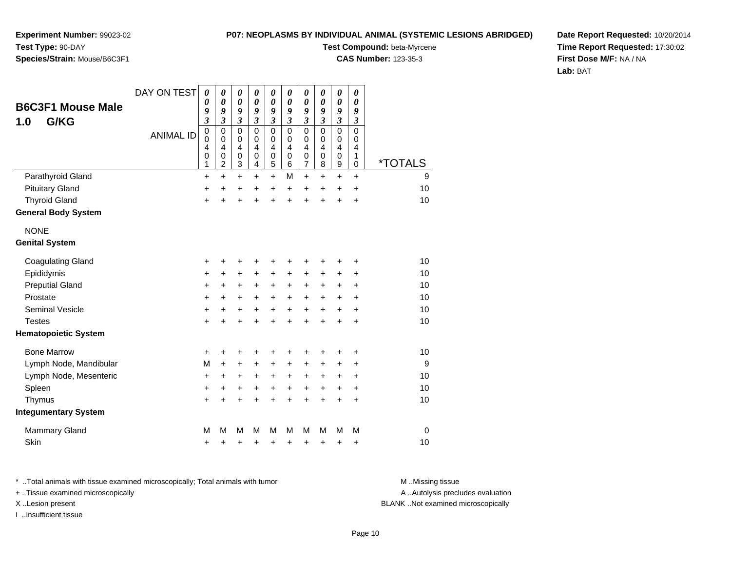**Experiment Number:** 99023-02
**Test Type:** 90-DAY
**Species/Strain:** Mouse/B6C3F1

**P07: NEOPLASMS BY INDIVIDUAL ANIMAL (SYSTEMIC LESIONS ABRIDGED)**
**Test Compound:** beta-Myrcene
**CAS Number:** 123-35-3

**Date Report Requested:** 10/20/2014
**Time Report Requested:** 17:30:02
**First Dose M/F:** NA / NA
**Lab:** BAT

## B6C3F1 Mouse Male 1.0 G/KG

| DAY ON TEST | 0093 | 0093 | 0093 | 0093 | 0093 | 0093 | 0093 | 0093 | 0093 | 0093 | |
|---|---|---|---|---|---|---|---|---|---|---|---|
| **ANIMAL ID** | 00401 | 00402 | 00403 | 00404 | 00405 | 00406 | 00407 | 00408 | 00409 | 00410 | ***TOTALS** |
| Parathyroid Gland | + | + | + | + | + | M | + | + | + | + | 9 |
| Pituitary Gland | + | + | + | + | + | + | + | + | + | + | 10 |
| Thyroid Gland | + | + | + | + | + | + | + | + | + | + | 10 |
| **General Body System** | | | | | | | | | | | |
| NONE | | | | | | | | | | | |
| **Genital System** | | | | | | | | | | | |
| Coagulating Gland | + | + | + | + | + | + | + | + | + | + | 10 |
| Epididymis | + | + | + | + | + | + | + | + | + | + | 10 |
| Preputial Gland | + | + | + | + | + | + | + | + | + | + | 10 |
| Prostate | + | + | + | + | + | + | + | + | + | + | 10 |
| Seminal Vesicle | + | + | + | + | + | + | + | + | + | + | 10 |
| Testes | + | + | + | + | + | + | + | + | + | + | 10 |
| **Hematopoietic System** | | | | | | | | | | | |
| Bone Marrow | + | + | + | + | + | + | + | + | + | + | 10 |
| Lymph Node, Mandibular | M | + | + | + | + | + | + | + | + | + | 9 |
| Lymph Node, Mesenteric | + | + | + | + | + | + | + | + | + | + | 10 |
| Spleen | + | + | + | + | + | + | + | + | + | + | 10 |
| Thymus | + | + | + | + | + | + | + | + | + | + | 10 |
| **Integumentary System** | | | | | | | | | | | |
| Mammary Gland | M | M | M | M | M | M | M | M | M | M | 0 |
| Skin | + | + | + | + | + | + | + | + | + | + | 10 |

* ..Total animals with tissue examined microscopically; Total animals with tumor
+ ..Tissue examined microscopically
X ..Lesion present
I ..Insufficient tissue

M ..Missing tissue
A ..Autolysis precludes evaluation
BLANK ..Not examined microscopically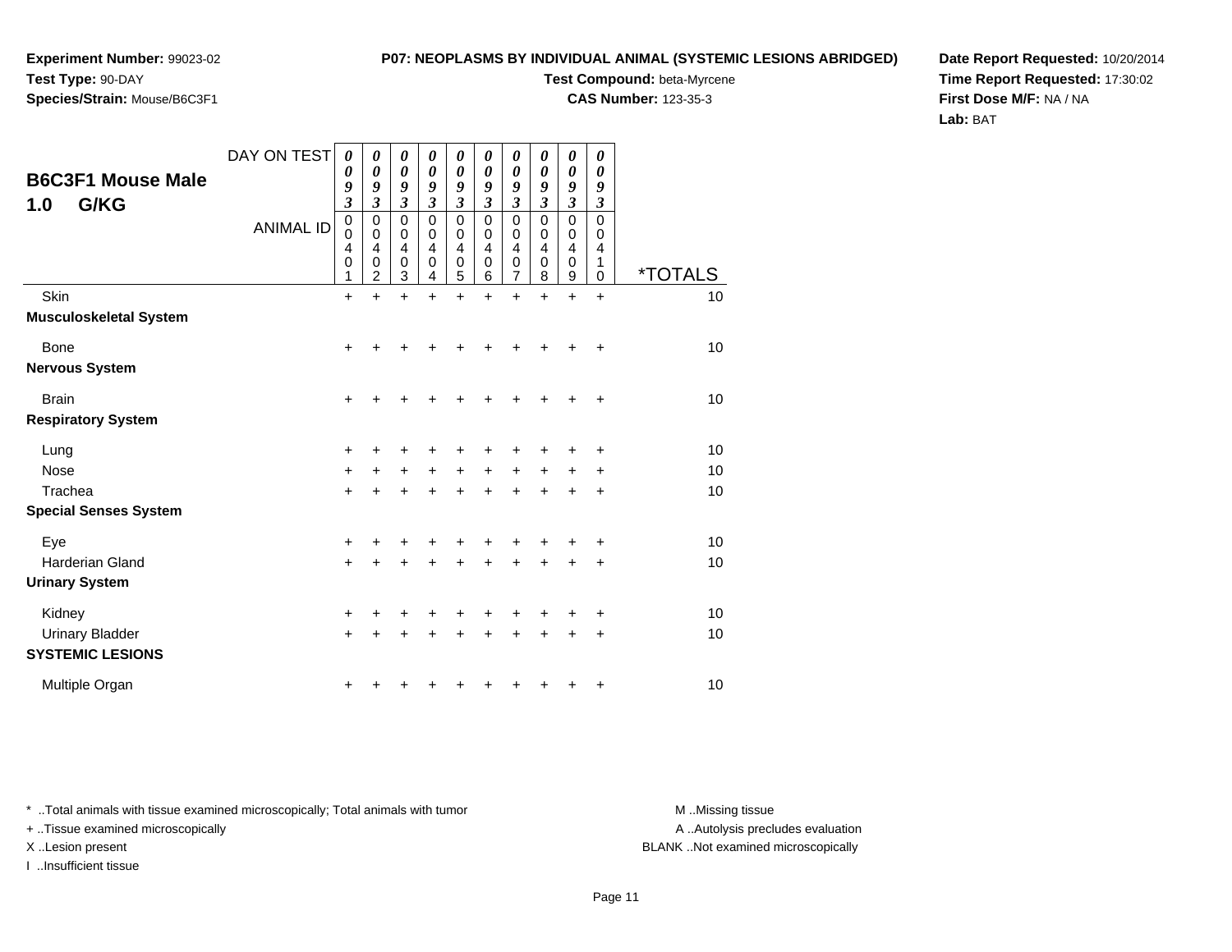**Experiment Number:** 99023-02
**Test Type:** 90-DAY
**Species/Strain:** Mouse/B6C3F1

**P07: NEOPLASMS BY INDIVIDUAL ANIMAL (SYSTEMIC LESIONS ABRIDGED)**
**Test Compound:** beta-Myrcene
**CAS Number:** 123-35-3

**Date Report Requested:** 10/20/2014
**Time Report Requested:** 17:30:02
**First Dose M/F:** NA / NA
**Lab:** BAT

## B6C3F1 Mouse Male 1.0 G/KG

| DAY ON TEST | 0093 | 0093 | 0093 | 0093 | 0093 | 0093 | 0093 | 0093 | 0093 | 0093 | |
|---|---|---|---|---|---|---|---|---|---|---|---|
| **ANIMAL ID** | 00401 | 00402 | 00403 | 00404 | 00405 | 00406 | 00407 | 00408 | 00409 | 00410 | ***TOTALS** |
| Skin | + | + | + | + | + | + | + | + | + | + | 10 |
| **Musculoskeletal System** | | | | | | | | | | | |
| Bone | + | + | + | + | + | + | + | + | + | + | 10 |
| **Nervous System** | | | | | | | | | | | |
| Brain | + | + | + | + | + | + | + | + | + | + | 10 |
| **Respiratory System** | | | | | | | | | | | |
| Lung | + | + | + | + | + | + | + | + | + | + | 10 |
| Nose | + | + | + | + | + | + | + | + | + | + | 10 |
| Trachea | + | + | + | + | + | + | + | + | + | + | 10 |
| **Special Senses System** | | | | | | | | | | | |
| Eye | + | + | + | + | + | + | + | + | + | + | 10 |
| Harderian Gland | + | + | + | + | + | + | + | + | + | + | 10 |
| **Urinary System** | | | | | | | | | | | |
| Kidney | + | + | + | + | + | + | + | + | + | + | 10 |
| Urinary Bladder | + | + | + | + | + | + | + | + | + | + | 10 |
| **SYSTEMIC LESIONS** | | | | | | | | | | | |
| Multiple Organ | + | + | + | + | + | + | + | + | + | + | 10 |

* ..Total animals with tissue examined microscopically; Total animals with tumor
+ ..Tissue examined microscopically
X ..Lesion present
I ..Insufficient tissue

M ..Missing tissue
A ..Autolysis precludes evaluation
BLANK ..Not examined microscopically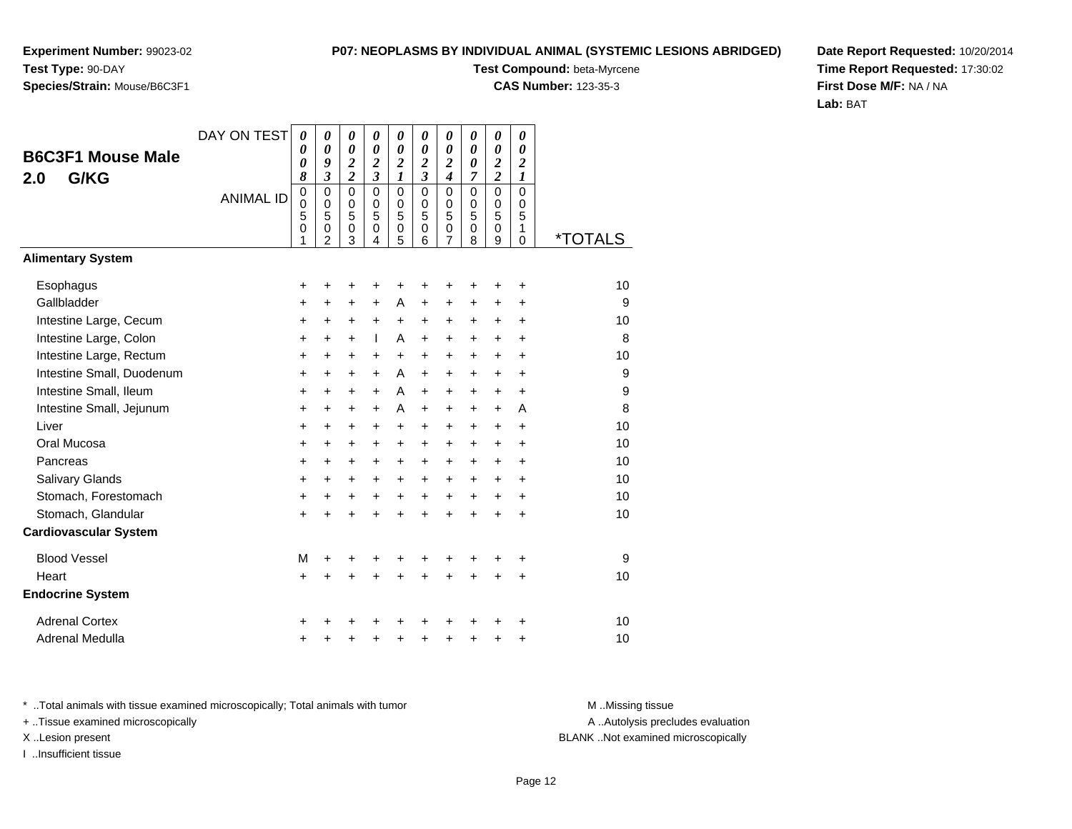**Experiment Number:** 99023-02
**Test Type:** 90-DAY
**Species/Strain:** Mouse/B6C3F1

**P07: NEOPLASMS BY INDIVIDUAL ANIMAL (SYSTEMIC LESIONS ABRIDGED)**
**Test Compound:** beta-Myrcene
**CAS Number:** 123-35-3

**Date Report Requested:** 10/20/2014
**Time Report Requested:** 17:30:02
**First Dose M/F:** NA / NA
**Lab:** BAT

## B6C3F1 Mouse Male
## 2.0 G/KG

| DAY ON TEST | 0008 | 0093 | 0022 | 0023 | 0021 | 0023 | 0024 | 0007 | 0022 | 0021 | |
|---|---|---|---|---|---|---|---|---|---|---|---|
| ANIMAL ID | 00501 | 00502 | 00503 | 00504 | 00505 | 00506 | 00507 | 00508 | 00509 | 00510 | *TOTALS |
| **Alimentary System** | | | | | | | | | | | |
| Esophagus | + | + | + | + | + | + | + | + | + | + | 10 |
| Gallbladder | + | + | + | + | A | + | + | + | + | + | 9 |
| Intestine Large, Cecum | + | + | + | + | + | + | + | + | + | + | 10 |
| Intestine Large, Colon | + | + | + | I | A | + | + | + | + | + | 8 |
| Intestine Large, Rectum | + | + | + | + | + | + | + | + | + | + | 10 |
| Intestine Small, Duodenum | + | + | + | + | A | + | + | + | + | + | 9 |
| Intestine Small, Ileum | + | + | + | + | A | + | + | + | + | + | 9 |
| Intestine Small, Jejunum | + | + | + | + | A | + | + | + | + | A | 8 |
| Liver | + | + | + | + | + | + | + | + | + | + | 10 |
| Oral Mucosa | + | + | + | + | + | + | + | + | + | + | 10 |
| Pancreas | + | + | + | + | + | + | + | + | + | + | 10 |
| Salivary Glands | + | + | + | + | + | + | + | + | + | + | 10 |
| Stomach, Forestomach | + | + | + | + | + | + | + | + | + | + | 10 |
| Stomach, Glandular | + | + | + | + | + | + | + | + | + | + | 10 |
| **Cardiovascular System** | | | | | | | | | | | |
| Blood Vessel | M | + | + | + | + | + | + | + | + | + | 9 |
| Heart | + | + | + | + | + | + | + | + | + | + | 10 |
| **Endocrine System** | | | | | | | | | | | |
| Adrenal Cortex | + | + | + | + | + | + | + | + | + | + | 10 |
| Adrenal Medulla | + | + | + | + | + | + | + | + | + | + | 10 |

* ..Total animals with tissue examined microscopically; Total animals with tumor
+ ..Tissue examined microscopically
X ..Lesion present
I ..Insufficient tissue

M ..Missing tissue
A ..Autolysis precludes evaluation
BLANK ..Not examined microscopically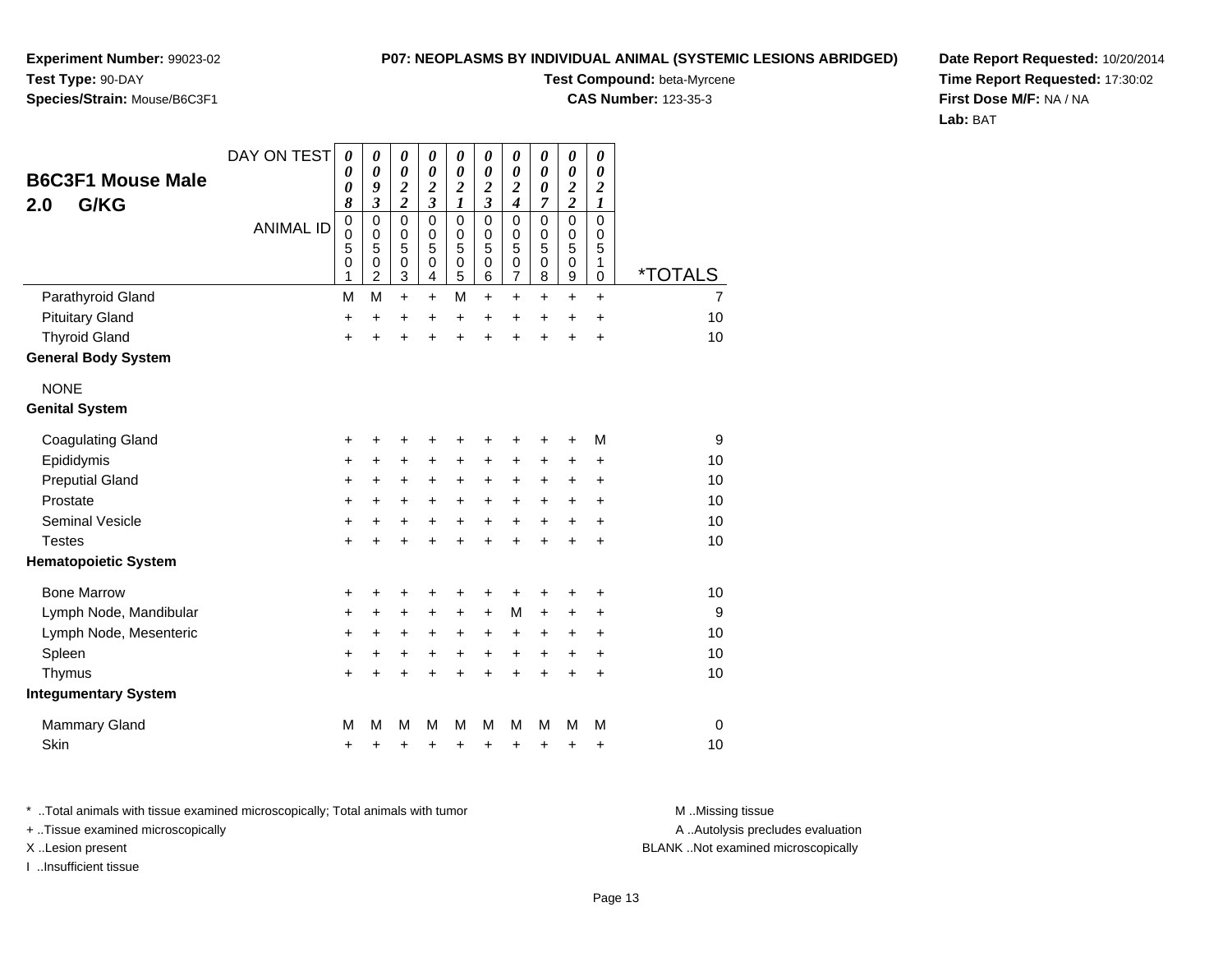**Experiment Number:** 99023-02
**Test Type:** 90-DAY
**Species/Strain:** Mouse/B6C3F1

**P07: NEOPLASMS BY INDIVIDUAL ANIMAL (SYSTEMIC LESIONS ABRIDGED)**
**Test Compound:** beta-Myrcene
**CAS Number:** 123-35-3

**Date Report Requested:** 10/20/2014
**Time Report Requested:** 17:30:02
**First Dose M/F:** NA / NA
**Lab:** BAT

## B6C3F1 Mouse Male 2.0 G/KG

| DAY ON TEST | 0008 | 0093 | 0022 | 0023 | 0021 | 0023 | 0024 | 0007 | 0022 | 0021 | |
|---|---|---|---|---|---|---|---|---|---|---|---|
| **ANIMAL ID** | 00501 | 00502 | 00503 | 00504 | 00505 | 00506 | 00507 | 00508 | 00509 | 00510 | ***TOTALS** |
| Parathyroid Gland | M | M | + | + | M | + | + | + | + | + | 7 |
| Pituitary Gland | + | + | + | + | + | + | + | + | + | + | 10 |
| Thyroid Gland | + | + | + | + | + | + | + | + | + | + | 10 |
| **General Body System** | | | | | | | | | | | |
| NONE | | | | | | | | | | | |
| **Genital System** | | | | | | | | | | | |
| Coagulating Gland | + | + | + | + | + | + | + | + | + | M | 9 |
| Epididymis | + | + | + | + | + | + | + | + | + | + | 10 |
| Preputial Gland | + | + | + | + | + | + | + | + | + | + | 10 |
| Prostate | + | + | + | + | + | + | + | + | + | + | 10 |
| Seminal Vesicle | + | + | + | + | + | + | + | + | + | + | 10 |
| Testes | + | + | + | + | + | + | + | + | + | + | 10 |
| **Hematopoietic System** | | | | | | | | | | | |
| Bone Marrow | + | + | + | + | + | + | + | + | + | + | 10 |
| Lymph Node, Mandibular | + | + | + | + | + | + | M | + | + | + | 9 |
| Lymph Node, Mesenteric | + | + | + | + | + | + | + | + | + | + | 10 |
| Spleen | + | + | + | + | + | + | + | + | + | + | 10 |
| Thymus | + | + | + | + | + | + | + | + | + | + | 10 |
| **Integumentary System** | | | | | | | | | | | |
| Mammary Gland | M | M | M | M | M | M | M | M | M | M | 0 |
| Skin | + | + | + | + | + | + | + | + | + | + | 10 |

* ..Total animals with tissue examined microscopically; Total animals with tumor
+ ..Tissue examined microscopically
X ..Lesion present
I ..Insufficient tissue

M ..Missing tissue
A ..Autolysis precludes evaluation
BLANK ..Not examined microscopically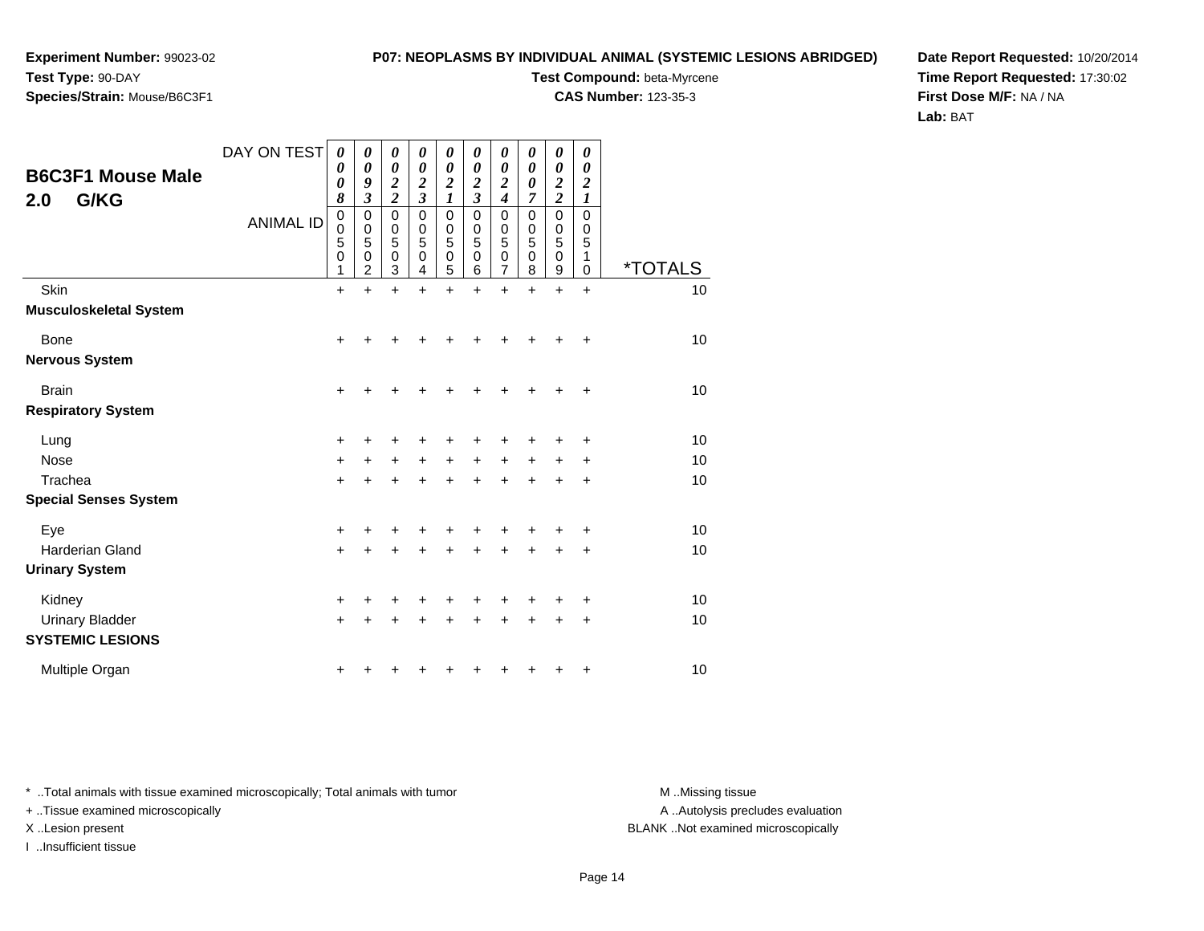**Experiment Number:** 99023-02
**Test Type:** 90-DAY
**Species/Strain:** Mouse/B6C3F1

**P07: NEOPLASMS BY INDIVIDUAL ANIMAL (SYSTEMIC LESIONS ABRIDGED)**
**Test Compound:** beta-Myrcene
**CAS Number:** 123-35-3

**Date Report Requested:** 10/20/2014
**Time Report Requested:** 17:30:02
**First Dose M/F:** NA / NA
**Lab:** BAT

## B6C3F1 Mouse Male 2.0 G/KG

| DAY ON TEST | 0008 | 0093 | 0022 | 0023 | 0021 | 0023 | 0024 | 0007 | 0022 | 0021 | |
|---|---|---|---|---|---|---|---|---|---|---|---|
| **ANIMAL ID** | 00501 | 00502 | 00503 | 00504 | 00505 | 00506 | 00507 | 00508 | 00509 | 00510 | ***TOTALS** |
| Skin | + | + | + | + | + | + | + | + | + | + | 10 |
| **Musculoskeletal System** | | | | | | | | | | | |
| Bone | + | + | + | + | + | + | + | + | + | + | 10 |
| **Nervous System** | | | | | | | | | | | |
| Brain | + | + | + | + | + | + | + | + | + | + | 10 |
| **Respiratory System** | | | | | | | | | | | |
| Lung | + | + | + | + | + | + | + | + | + | + | 10 |
| Nose | + | + | + | + | + | + | + | + | + | + | 10 |
| Trachea | + | + | + | + | + | + | + | + | + | + | 10 |
| **Special Senses System** | | | | | | | | | | | |
| Eye | + | + | + | + | + | + | + | + | + | + | 10 |
| Harderian Gland | + | + | + | + | + | + | + | + | + | + | 10 |
| **Urinary System** | | | | | | | | | | | |
| Kidney | + | + | + | + | + | + | + | + | + | + | 10 |
| Urinary Bladder | + | + | + | + | + | + | + | + | + | + | 10 |
| **SYSTEMIC LESIONS** | | | | | | | | | | | |
| Multiple Organ | + | + | + | + | + | + | + | + | + | + | 10 |

* ..Total animals with tissue examined microscopically; Total animals with tumor
+ ..Tissue examined microscopically
X ..Lesion present
I ..Insufficient tissue

M ..Missing tissue
A ..Autolysis precludes evaluation
BLANK ..Not examined microscopically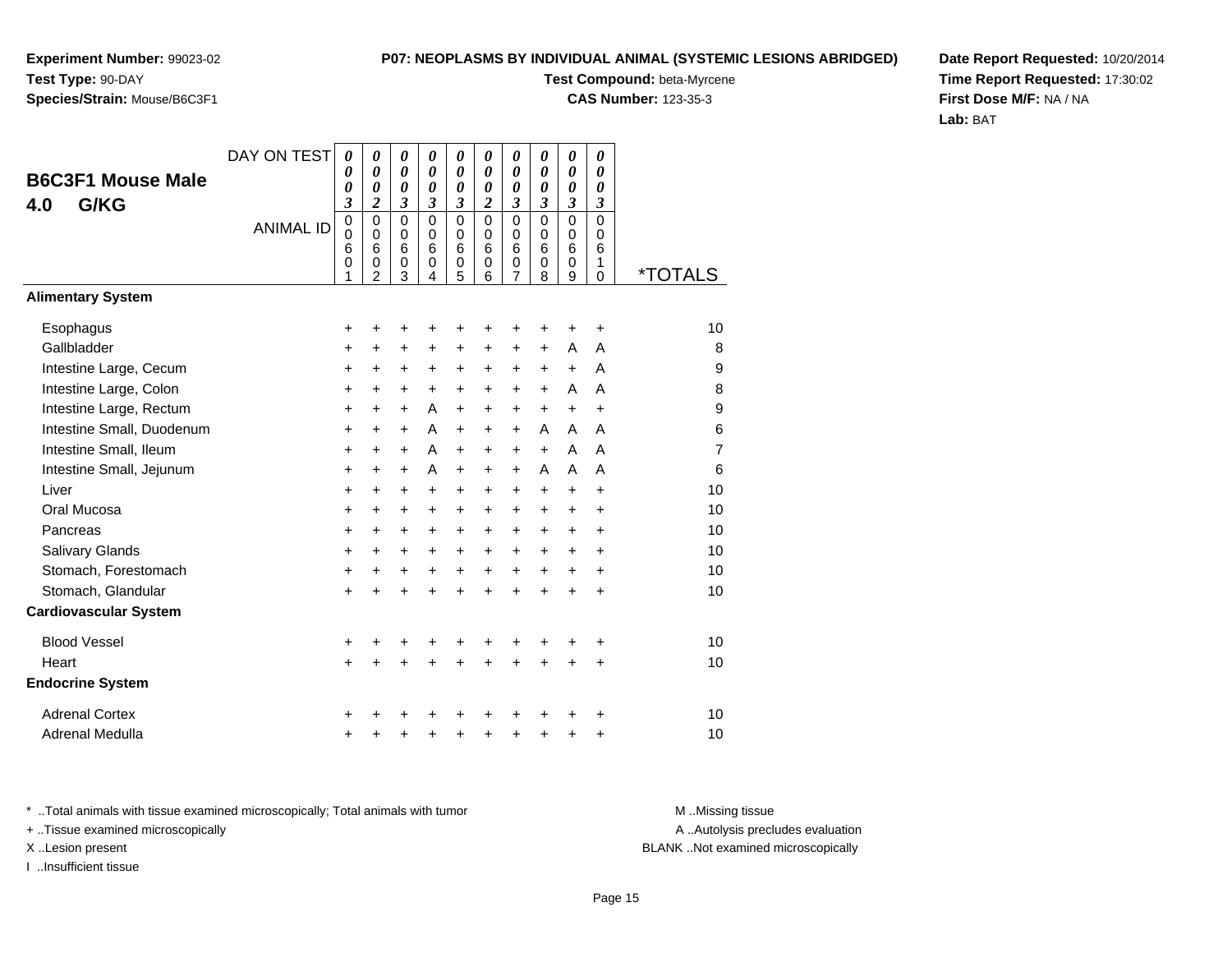**Experiment Number:** 99023-02
**Test Type:** 90-DAY
**Species/Strain:** Mouse/B6C3F1

**P07: NEOPLASMS BY INDIVIDUAL ANIMAL (SYSTEMIC LESIONS ABRIDGED)**
**Test Compound:** beta-Myrcene
**CAS Number:** 123-35-3

**Date Report Requested:** 10/20/2014
**Time Report Requested:** 17:30:02
**First Dose M/F:** NA / NA
**Lab:** BAT

## B6C3F1 Mouse Male
## 4.0 G/KG

| DAY ON TEST | 0003 | 0002 | 0003 | 0003 | 0003 | 0002 | 0003 | 0003 | 0003 | 0003 | |
|---|---|---|---|---|---|---|---|---|---|---|---|
| **ANIMAL ID** | 00601 | 00602 | 00603 | 00604 | 00605 | 00606 | 00607 | 00608 | 00609 | 00610 | ***TOTALS** |
| **Alimentary System** | | | | | | | | | | | |
| Esophagus | + | + | + | + | + | + | + | + | + | + | 10 |
| Gallbladder | + | + | + | + | + | + | + | + | A | A | 8 |
| Intestine Large, Cecum | + | + | + | + | + | + | + | + | + | A | 9 |
| Intestine Large, Colon | + | + | + | + | + | + | + | + | A | A | 8 |
| Intestine Large, Rectum | + | + | + | A | + | + | + | + | + | + | 9 |
| Intestine Small, Duodenum | + | + | + | A | + | + | + | A | A | A | 6 |
| Intestine Small, Ileum | + | + | + | A | + | + | + | + | A | A | 7 |
| Intestine Small, Jejunum | + | + | + | A | + | + | + | A | A | A | 6 |
| Liver | + | + | + | + | + | + | + | + | + | + | 10 |
| Oral Mucosa | + | + | + | + | + | + | + | + | + | + | 10 |
| Pancreas | + | + | + | + | + | + | + | + | + | + | 10 |
| Salivary Glands | + | + | + | + | + | + | + | + | + | + | 10 |
| Stomach, Forestomach | + | + | + | + | + | + | + | + | + | + | 10 |
| Stomach, Glandular | + | + | + | + | + | + | + | + | + | + | 10 |
| **Cardiovascular System** | | | | | | | | | | | |
| Blood Vessel | + | + | + | + | + | + | + | + | + | + | 10 |
| Heart | + | + | + | + | + | + | + | + | + | + | 10 |
| **Endocrine System** | | | | | | | | | | | |
| Adrenal Cortex | + | + | + | + | + | + | + | + | + | + | 10 |
| Adrenal Medulla | + | + | + | + | + | + | + | + | + | + | 10 |

* ..Total animals with tissue examined microscopically; Total animals with tumor
+ ..Tissue examined microscopically
X ..Lesion present
I ..Insufficient tissue

M ..Missing tissue
A ..Autolysis precludes evaluation
BLANK ..Not examined microscopically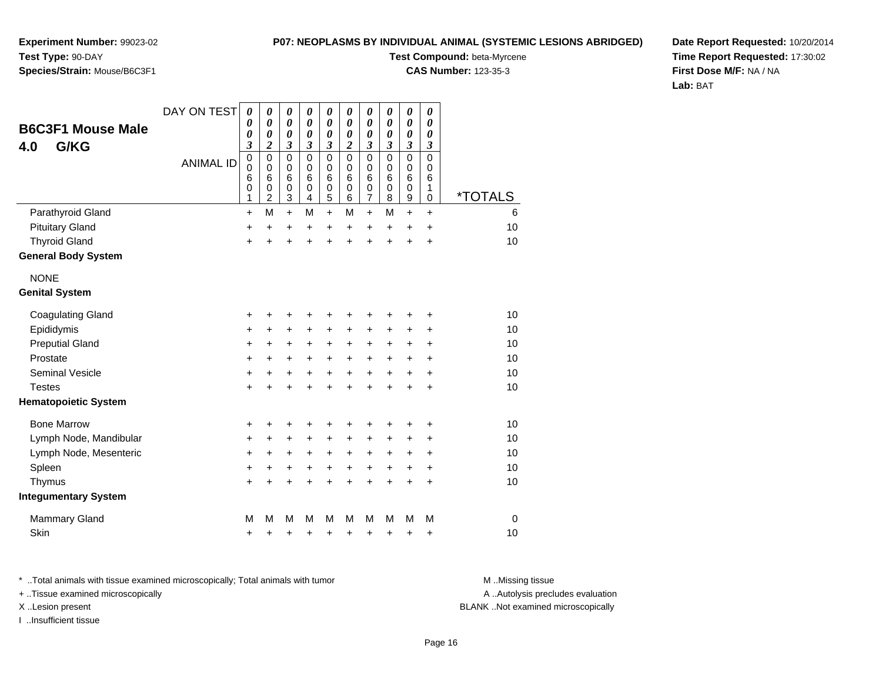**Experiment Number:** 99023-02
**Test Type:** 90-DAY
**Species/Strain:** Mouse/B6C3F1

**P07: NEOPLASMS BY INDIVIDUAL ANIMAL (SYSTEMIC LESIONS ABRIDGED)**
**Test Compound:** beta-Myrcene
**CAS Number:** 123-35-3

**Date Report Requested:** 10/20/2014
**Time Report Requested:** 17:30:02
**First Dose M/F:** NA / NA
**Lab:** BAT

## B6C3F1 Mouse Male
## 4.0 G/KG

| DAY ON TEST | 0003 | 0002 | 0003 | 0003 | 0003 | 0002 | 0003 | 0003 | 0003 | 0003 | |
|---|---|---|---|---|---|---|---|---|---|---|---|
| ANIMAL ID | 00601 | 00602 | 00603 | 00604 | 00605 | 00606 | 00607 | 00608 | 00609 | 00610 | *TOTALS |
| Parathyroid Gland | + | M | + | M | + | M | + | M | + | + | 6 |
| Pituitary Gland | + | + | + | + | + | + | + | + | + | + | 10 |
| Thyroid Gland | + | + | + | + | + | + | + | + | + | + | 10 |
| **General Body System** | | | | | | | | | | | |
| NONE | | | | | | | | | | | |
| **Genital System** | | | | | | | | | | | |
| Coagulating Gland | + | + | + | + | + | + | + | + | + | + | 10 |
| Epididymis | + | + | + | + | + | + | + | + | + | + | 10 |
| Preputial Gland | + | + | + | + | + | + | + | + | + | + | 10 |
| Prostate | + | + | + | + | + | + | + | + | + | + | 10 |
| Seminal Vesicle | + | + | + | + | + | + | + | + | + | + | 10 |
| Testes | + | + | + | + | + | + | + | + | + | + | 10 |
| **Hematopoietic System** | | | | | | | | | | | |
| Bone Marrow | + | + | + | + | + | + | + | + | + | + | 10 |
| Lymph Node, Mandibular | + | + | + | + | + | + | + | + | + | + | 10 |
| Lymph Node, Mesenteric | + | + | + | + | + | + | + | + | + | + | 10 |
| Spleen | + | + | + | + | + | + | + | + | + | + | 10 |
| Thymus | + | + | + | + | + | + | + | + | + | + | 10 |
| **Integumentary System** | | | | | | | | | | | |
| Mammary Gland | M | M | M | M | M | M | M | M | M | M | 0 |
| Skin | + | + | + | + | + | + | + | + | + | + | 10 |

\* ..Total animals with tissue examined microscopically; Total animals with tumor
+ ..Tissue examined microscopically
X ..Lesion present
I ..Insufficient tissue

M ..Missing tissue
A ..Autolysis precludes evaluation
BLANK ..Not examined microscopically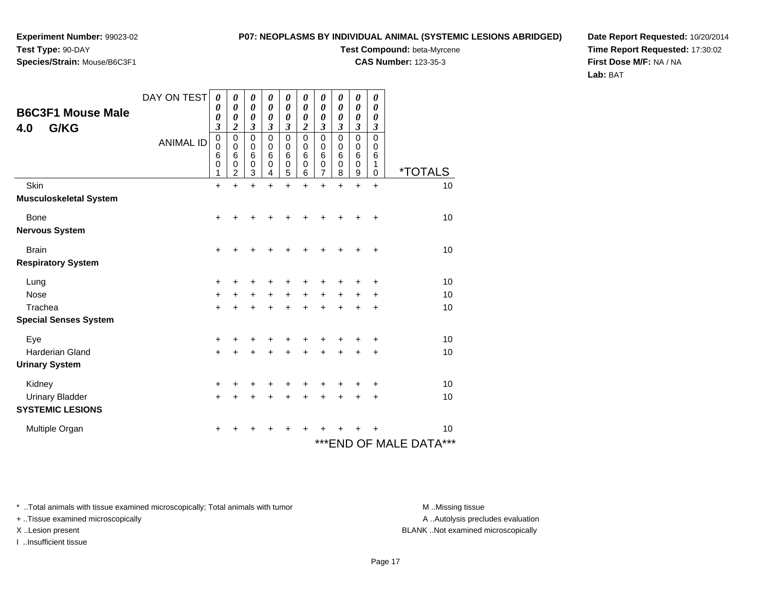**Experiment Number:** 99023-02
**Test Type:** 90-DAY
**Species/Strain:** Mouse/B6C3F1

**P07: NEOPLASMS BY INDIVIDUAL ANIMAL (SYSTEMIC LESIONS ABRIDGED)**
**Test Compound:** beta-Myrcene
**CAS Number:** 123-35-3

**Date Report Requested:** 10/20/2014
**Time Report Requested:** 17:30:02
**First Dose M/F:** NA / NA
**Lab:** BAT

## B6C3F1 Mouse Male 4.0 G/KG

| DAY ON TEST | 0003 | 0002 | 0003 | 0003 | 0003 | 0002 | 0003 | 0003 | 0003 | 0003 | |
|---|---|---|---|---|---|---|---|---|---|---|---|
| **ANIMAL ID** | 00601 | 00602 | 00603 | 00604 | 00605 | 00606 | 00607 | 00608 | 00609 | 00610 | ***TOTALS** |
| Skin | + | + | + | + | + | + | + | + | + | + | 10 |
| **Musculoskeletal System** | | | | | | | | | | | |
| Bone | + | + | + | + | + | + | + | + | + | + | 10 |
| **Nervous System** | | | | | | | | | | | |
| Brain | + | + | + | + | + | + | + | + | + | + | 10 |
| **Respiratory System** | | | | | | | | | | | |
| Lung | + | + | + | + | + | + | + | + | + | + | 10 |
| Nose | + | + | + | + | + | + | + | + | + | + | 10 |
| Trachea | + | + | + | + | + | + | + | + | + | + | 10 |
| **Special Senses System** | | | | | | | | | | | |
| Eye | + | + | + | + | + | + | + | + | + | + | 10 |
| Harderian Gland | + | + | + | + | + | + | + | + | + | + | 10 |
| **Urinary System** | | | | | | | | | | | |
| Kidney | + | + | + | + | + | + | + | + | + | + | 10 |
| Urinary Bladder | + | + | + | + | + | + | + | + | + | + | 10 |
| **SYSTEMIC LESIONS** | | | | | | | | | | | |
| Multiple Organ | + | + | + | + | + | + | + | + | + | + | 10 |

***END OF MALE DATA***

* ..Total animals with tissue examined microscopically; Total animals with tumor
+ ..Tissue examined microscopically
X ..Lesion present
I ..Insufficient tissue

M ..Missing tissue
A ..Autolysis precludes evaluation
BLANK ..Not examined microscopically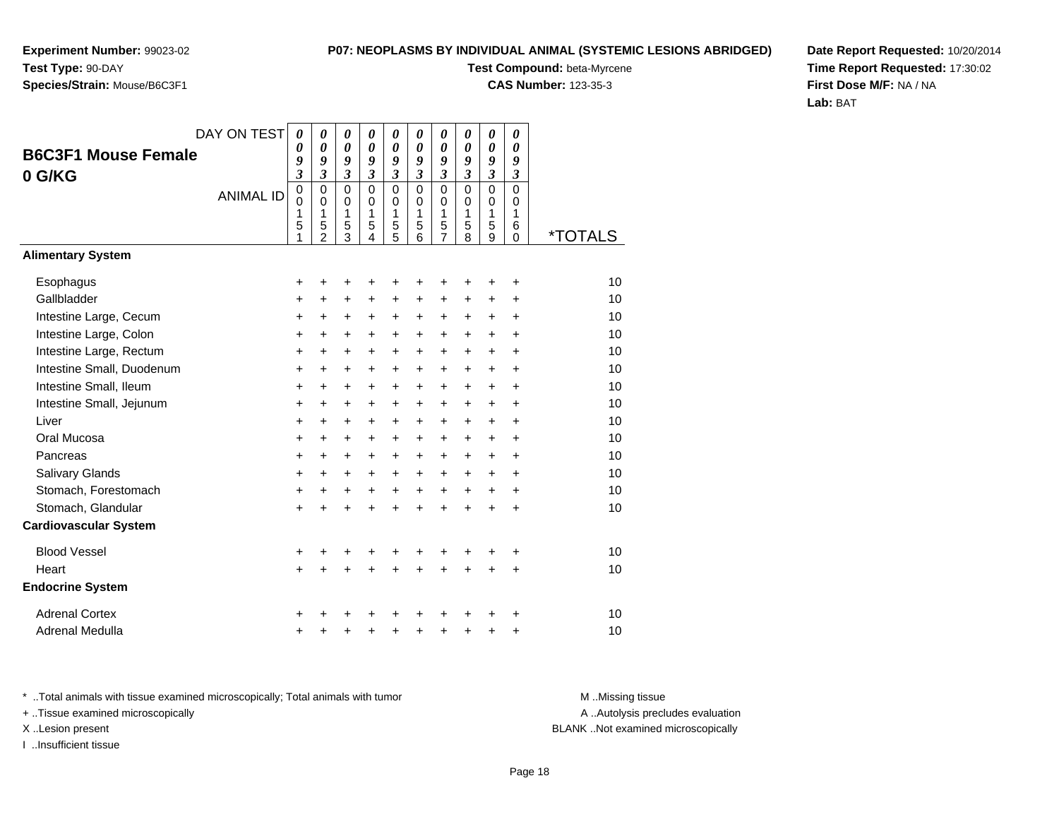**Experiment Number:** 99023-02
**Test Type:** 90-DAY
**Species/Strain:** Mouse/B6C3F1

**P07: NEOPLASMS BY INDIVIDUAL ANIMAL (SYSTEMIC LESIONS ABRIDGED)**
**Test Compound:** beta-Myrcene
**CAS Number:** 123-35-3

**Date Report Requested:** 10/20/2014
**Time Report Requested:** 17:30:02
**First Dose M/F:** NA / NA
**Lab:** BAT

## B6C3F1 Mouse Female 0 G/KG

| DAY ON TEST | 0093 | 0093 | 0093 | 0093 | 0093 | 0093 | 0093 | 0093 | 0093 | 0093 | |
|---|---|---|---|---|---|---|---|---|---|---|---|
| ANIMAL ID | 00151 | 00152 | 00153 | 00154 | 00155 | 00156 | 00157 | 00158 | 00159 | 00160 | *TOTALS |
| **Alimentary System** | | | | | | | | | | | |
| Esophagus | + | + | + | + | + | + | + | + | + | + | 10 |
| Gallbladder | + | + | + | + | + | + | + | + | + | + | 10 |
| Intestine Large, Cecum | + | + | + | + | + | + | + | + | + | + | 10 |
| Intestine Large, Colon | + | + | + | + | + | + | + | + | + | + | 10 |
| Intestine Large, Rectum | + | + | + | + | + | + | + | + | + | + | 10 |
| Intestine Small, Duodenum | + | + | + | + | + | + | + | + | + | + | 10 |
| Intestine Small, Ileum | + | + | + | + | + | + | + | + | + | + | 10 |
| Intestine Small, Jejunum | + | + | + | + | + | + | + | + | + | + | 10 |
| Liver | + | + | + | + | + | + | + | + | + | + | 10 |
| Oral Mucosa | + | + | + | + | + | + | + | + | + | + | 10 |
| Pancreas | + | + | + | + | + | + | + | + | + | + | 10 |
| Salivary Glands | + | + | + | + | + | + | + | + | + | + | 10 |
| Stomach, Forestomach | + | + | + | + | + | + | + | + | + | + | 10 |
| Stomach, Glandular | + | + | + | + | + | + | + | + | + | + | 10 |
| **Cardiovascular System** | | | | | | | | | | | |
| Blood Vessel | + | + | + | + | + | + | + | + | + | + | 10 |
| Heart | + | + | + | + | + | + | + | + | + | + | 10 |
| **Endocrine System** | | | | | | | | | | | |
| Adrenal Cortex | + | + | + | + | + | + | + | + | + | + | 10 |
| Adrenal Medulla | + | + | + | + | + | + | + | + | + | + | 10 |

\* ..Total animals with tissue examined microscopically; Total animals with tumor
+ ..Tissue examined microscopically
X ..Lesion present
I ..Insufficient tissue

M ..Missing tissue
A ..Autolysis precludes evaluation
BLANK ..Not examined microscopically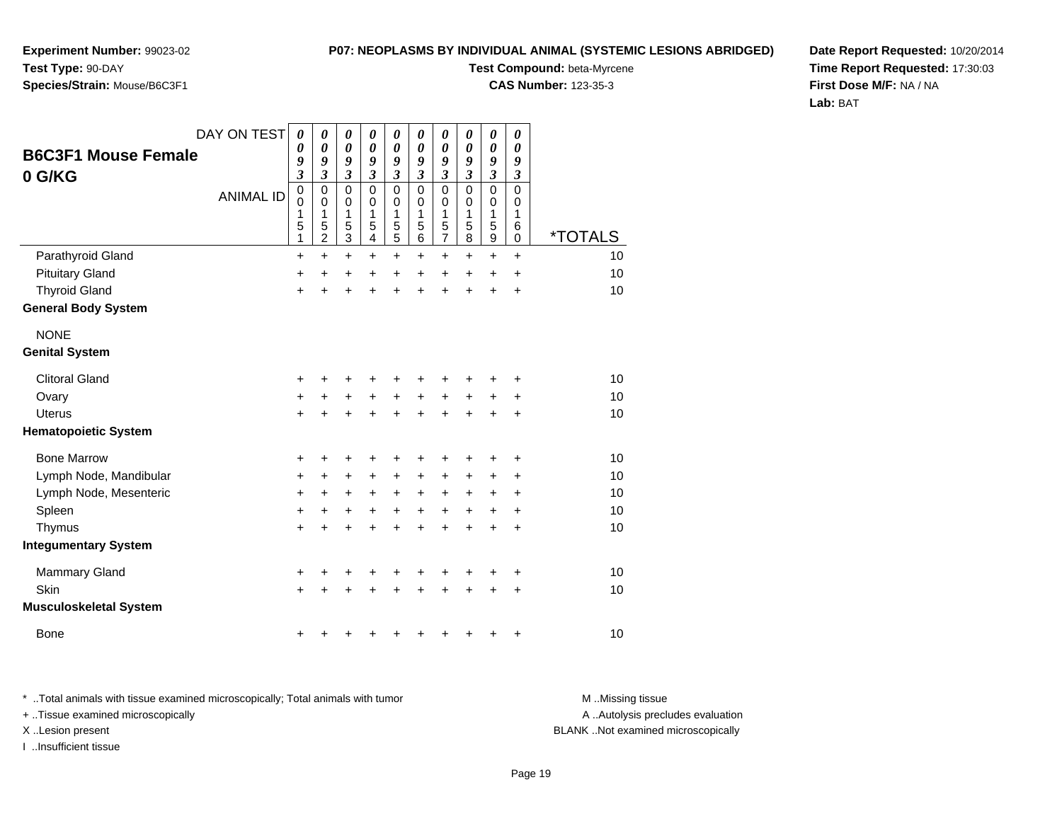**Experiment Number:** 99023-02
**Test Type:** 90-DAY
**Species/Strain:** Mouse/B6C3F1

**P07: NEOPLASMS BY INDIVIDUAL ANIMAL (SYSTEMIC LESIONS ABRIDGED)**
**Test Compound:** beta-Myrcene
**CAS Number:** 123-35-3

**Date Report Requested:** 10/20/2014
**Time Report Requested:** 17:30:03
**First Dose M/F:** NA / NA
**Lab:** BAT

## B6C3F1 Mouse Female
## 0 G/KG

| DAY ON TEST | 0093 | 0093 | 0093 | 0093 | 0093 | 0093 | 0093 | 0093 | 0093 | 0093 | |
|---|---|---|---|---|---|---|---|---|---|---|---|
| **ANIMAL ID** | 00151 | 00152 | 00153 | 00154 | 00155 | 00156 | 00157 | 00158 | 00159 | 00160 | ***TOTALS** |
| Parathyroid Gland | + | + | + | + | + | + | + | + | + | + | 10 |
| Pituitary Gland | + | + | + | + | + | + | + | + | + | + | 10 |
| Thyroid Gland | + | + | + | + | + | + | + | + | + | + | 10 |
| **General Body System** | | | | | | | | | | | |
| NONE | | | | | | | | | | | |
| **Genital System** | | | | | | | | | | | |
| Clitoral Gland | + | + | + | + | + | + | + | + | + | + | 10 |
| Ovary | + | + | + | + | + | + | + | + | + | + | 10 |
| Uterus | + | + | + | + | + | + | + | + | + | + | 10 |
| **Hematopoietic System** | | | | | | | | | | | |
| Bone Marrow | + | + | + | + | + | + | + | + | + | + | 10 |
| Lymph Node, Mandibular | + | + | + | + | + | + | + | + | + | + | 10 |
| Lymph Node, Mesenteric | + | + | + | + | + | + | + | + | + | + | 10 |
| Spleen | + | + | + | + | + | + | + | + | + | + | 10 |
| Thymus | + | + | + | + | + | + | + | + | + | + | 10 |
| **Integumentary System** | | | | | | | | | | | |
| Mammary Gland | + | + | + | + | + | + | + | + | + | + | 10 |
| Skin | + | + | + | + | + | + | + | + | + | + | 10 |
| **Musculoskeletal System** | | | | | | | | | | | |
| Bone | + | + | + | + | + | + | + | + | + | + | 10 |

\* ..Total animals with tissue examined microscopically; Total animals with tumor
+ ..Tissue examined microscopically
X ..Lesion present
I ..Insufficient tissue

M ..Missing tissue
A ..Autolysis precludes evaluation
BLANK ..Not examined microscopically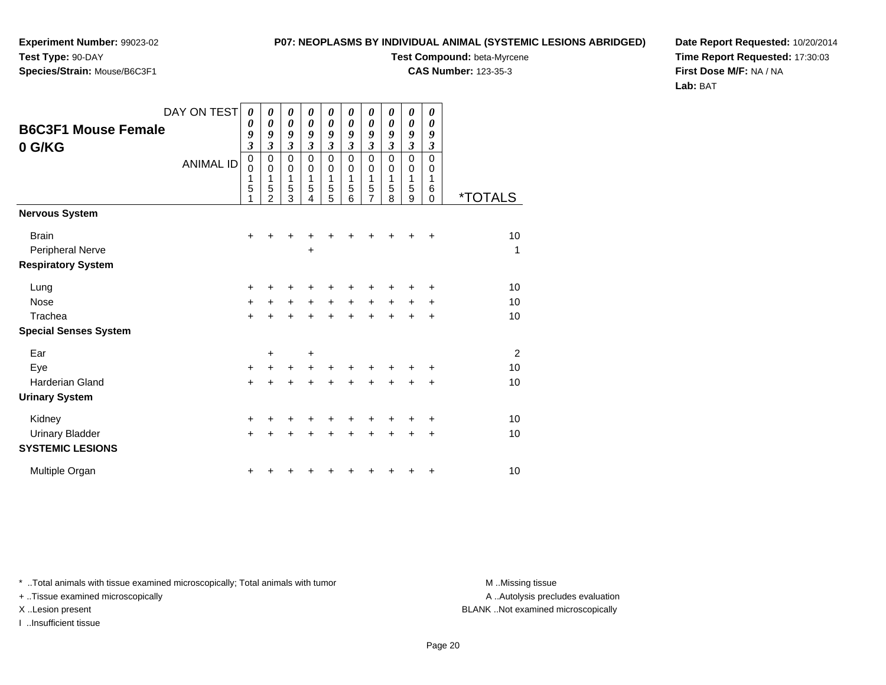**Experiment Number:** 99023-02
**Test Type:** 90-DAY
**Species/Strain:** Mouse/B6C3F1

**P07: NEOPLASMS BY INDIVIDUAL ANIMAL (SYSTEMIC LESIONS ABRIDGED)**
**Test Compound:** beta-Myrcene
**CAS Number:** 123-35-3

**Date Report Requested:** 10/20/2014
**Time Report Requested:** 17:30:03
**First Dose M/F:** NA / NA
**Lab:** BAT

## B6C3F1 Mouse Female
## 0 G/KG

| DAY ON TEST | 0093 | 0093 | 0093 | 0093 | 0093 | 0093 | 0093 | 0093 | 0093 | 0093 | |
|---|---|---|---|---|---|---|---|---|---|---|---|
| ANIMAL ID | 00151 | 00152 | 00153 | 00154 | 00155 | 00156 | 00157 | 00158 | 00159 | 00160 | *TOTALS |
| **Nervous System** | | | | | | | | | | | |
| Brain | + | + | + | + | + | + | + | + | + | + | 10 |
| Peripheral Nerve | | | | + | | | | | | | 1 |
| **Respiratory System** | | | | | | | | | | | |
| Lung | + | + | + | + | + | + | + | + | + | + | 10 |
| Nose | + | + | + | + | + | + | + | + | + | + | 10 |
| Trachea | + | + | + | + | + | + | + | + | + | + | 10 |
| **Special Senses System** | | | | | | | | | | | |
| Ear | | + | | + | | | | | | | 2 |
| Eye | + | + | + | + | + | + | + | + | + | + | 10 |
| Harderian Gland | + | + | + | + | + | + | + | + | + | + | 10 |
| **Urinary System** | | | | | | | | | | | |
| Kidney | + | + | + | + | + | + | + | + | + | + | 10 |
| Urinary Bladder | + | + | + | + | + | + | + | + | + | + | 10 |
| **SYSTEMIC LESIONS** | | | | | | | | | | | |
| Multiple Organ | + | + | + | + | + | + | + | + | + | + | 10 |

* ..Total animals with tissue examined microscopically; Total animals with tumor
+ ..Tissue examined microscopically
X ..Lesion present
I ..Insufficient tissue

M ..Missing tissue
A ..Autolysis precludes evaluation
BLANK ..Not examined microscopically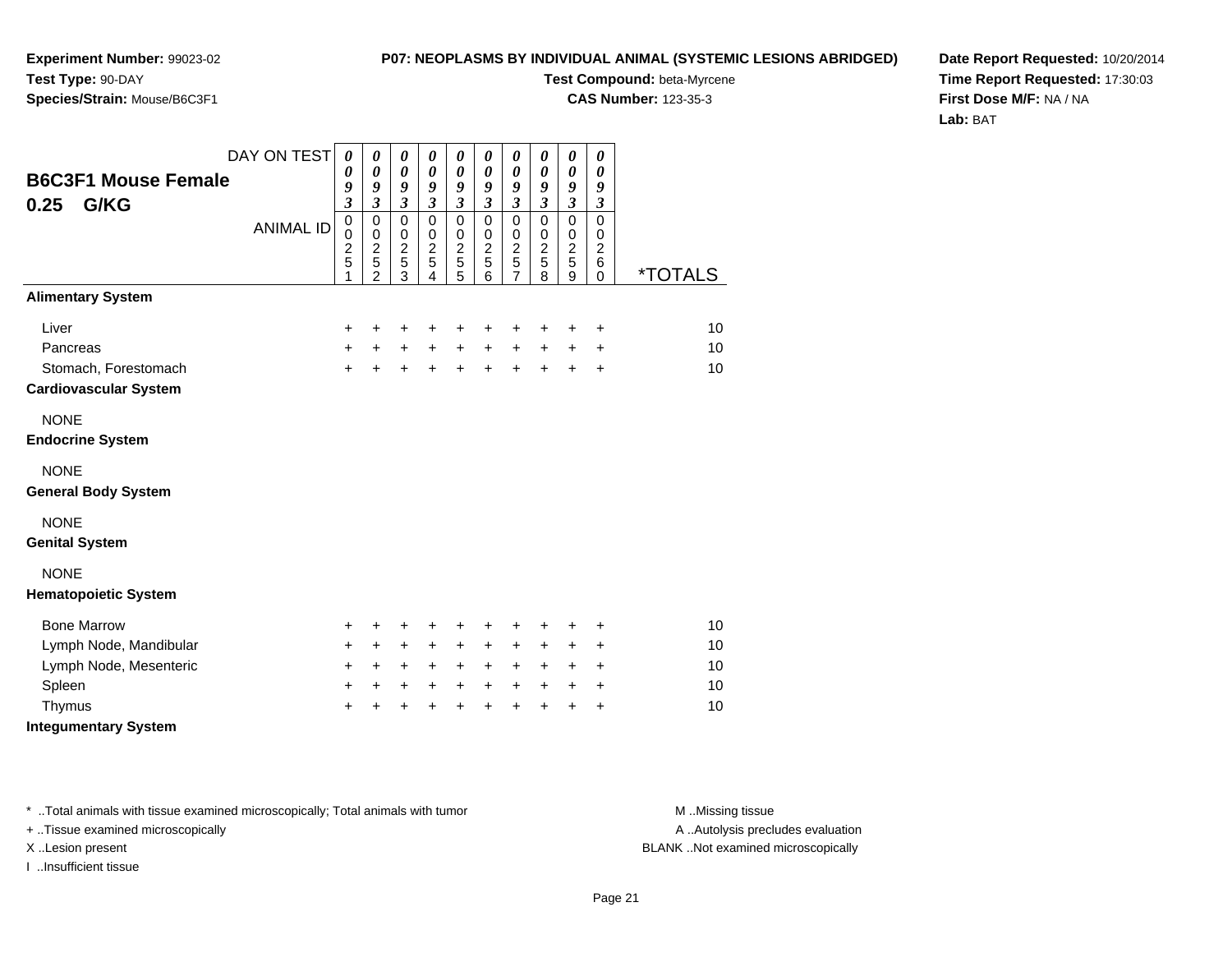**Experiment Number:** 99023-02
**Test Type:** 90-DAY
**Species/Strain:** Mouse/B6C3F1

**P07: NEOPLASMS BY INDIVIDUAL ANIMAL (SYSTEMIC LESIONS ABRIDGED)**
**Test Compound:** beta-Myrcene
**CAS Number:** 123-35-3

**Date Report Requested:** 10/20/2014
**Time Report Requested:** 17:30:03
**First Dose M/F:** NA / NA
**Lab:** BAT

## B6C3F1 Mouse Female 0.25 G/KG

| DAY ON TEST | 0093 | 0093 | 0093 | 0093 | 0093 | 0093 | 0093 | 0093 | 0093 | 0093 | |
|---|---|---|---|---|---|---|---|---|---|---|---|
| ANIMAL ID | 00251 | 00252 | 00253 | 00254 | 00255 | 00256 | 00257 | 00258 | 00259 | 00260 | *TOTALS |
| **Alimentary System** | | | | | | | | | | | |
| Liver | + | + | + | + | + | + | + | + | + | + | 10 |
| Pancreas | + | + | + | + | + | + | + | + | + | + | 10 |
| Stomach, Forestomach | + | + | + | + | + | + | + | + | + | + | 10 |
| **Cardiovascular System** | | | | | | | | | | | |
| NONE | | | | | | | | | | | |
| **Endocrine System** | | | | | | | | | | | |
| NONE | | | | | | | | | | | |
| **General Body System** | | | | | | | | | | | |
| NONE | | | | | | | | | | | |
| **Genital System** | | | | | | | | | | | |
| NONE | | | | | | | | | | | |
| **Hematopoietic System** | | | | | | | | | | | |
| Bone Marrow | + | + | + | + | + | + | + | + | + | + | 10 |
| Lymph Node, Mandibular | + | + | + | + | + | + | + | + | + | + | 10 |
| Lymph Node, Mesenteric | + | + | + | + | + | + | + | + | + | + | 10 |
| Spleen | + | + | + | + | + | + | + | + | + | + | 10 |
| Thymus | + | + | + | + | + | + | + | + | + | + | 10 |
| **Integumentary System** | | | | | | | | | | | |

* ..Total animals with tissue examined microscopically; Total animals with tumor
+ ..Tissue examined microscopically
X ..Lesion present
I ..Insufficient tissue

M ..Missing tissue
A ..Autolysis precludes evaluation
BLANK ..Not examined microscopically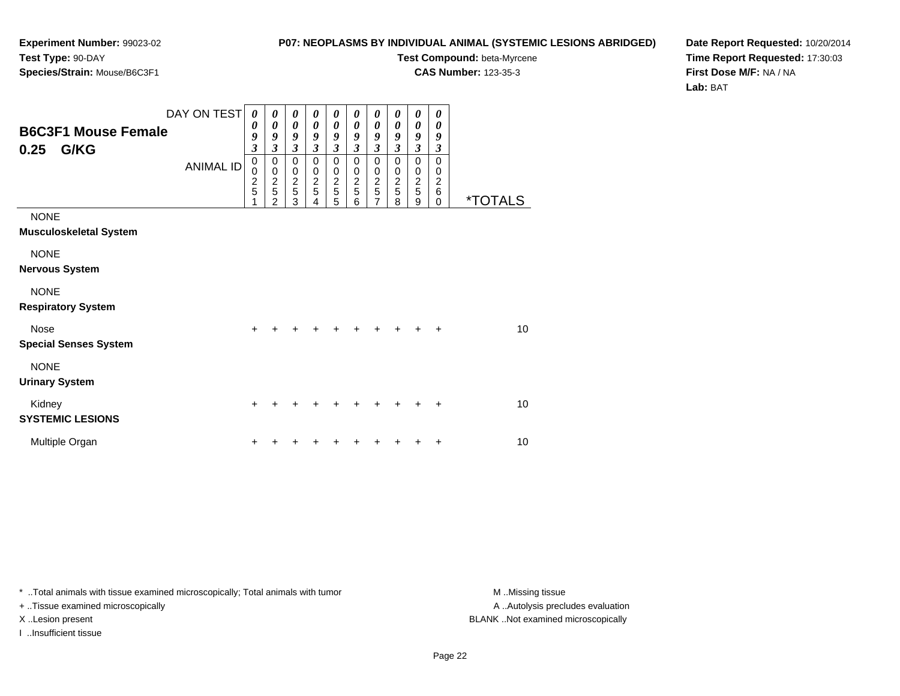**Experiment Number:** 99023-02
**Test Type:** 90-DAY
**Species/Strain:** Mouse/B6C3F1

**P07: NEOPLASMS BY INDIVIDUAL ANIMAL (SYSTEMIC LESIONS ABRIDGED)**
**Test Compound:** beta-Myrcene
**CAS Number:** 123-35-3

**Date Report Requested:** 10/20/2014
**Time Report Requested:** 17:30:03
**First Dose M/F:** NA / NA
**Lab:** BAT

## B6C3F1 Mouse Female 0.25 G/KG

| DAY ON TEST | 0093 | 0093 | 0093 | 0093 | 0093 | 0093 | 0093 | 0093 | 0093 | 0093 | |
|---|---|---|---|---|---|---|---|---|---|---|---|
| ANIMAL ID | 00251 | 00252 | 00253 | 00254 | 00255 | 00256 | 00257 | 00258 | 00259 | 00260 | *TOTALS |
| NONE | | | | | | | | | | | |
| **Musculoskeletal System** | | | | | | | | | | | |
| NONE | | | | | | | | | | | |
| **Nervous System** | | | | | | | | | | | |
| NONE | | | | | | | | | | | |
| **Respiratory System** | | | | | | | | | | | |
| Nose | + | + | + | + | + | + | + | + | + | + | 10 |
| **Special Senses System** | | | | | | | | | | | |
| NONE | | | | | | | | | | | |
| **Urinary System** | | | | | | | | | | | |
| Kidney | + | + | + | + | + | + | + | + | + | + | 10 |
| **SYSTEMIC LESIONS** | | | | | | | | | | | |
| Multiple Organ | + | + | + | + | + | + | + | + | + | + | 10 |

\* ..Total animals with tissue examined microscopically; Total animals with tumor
+ ..Tissue examined microscopically
X ..Lesion present
I ..Insufficient tissue

M ..Missing tissue
A ..Autolysis precludes evaluation
BLANK ..Not examined microscopically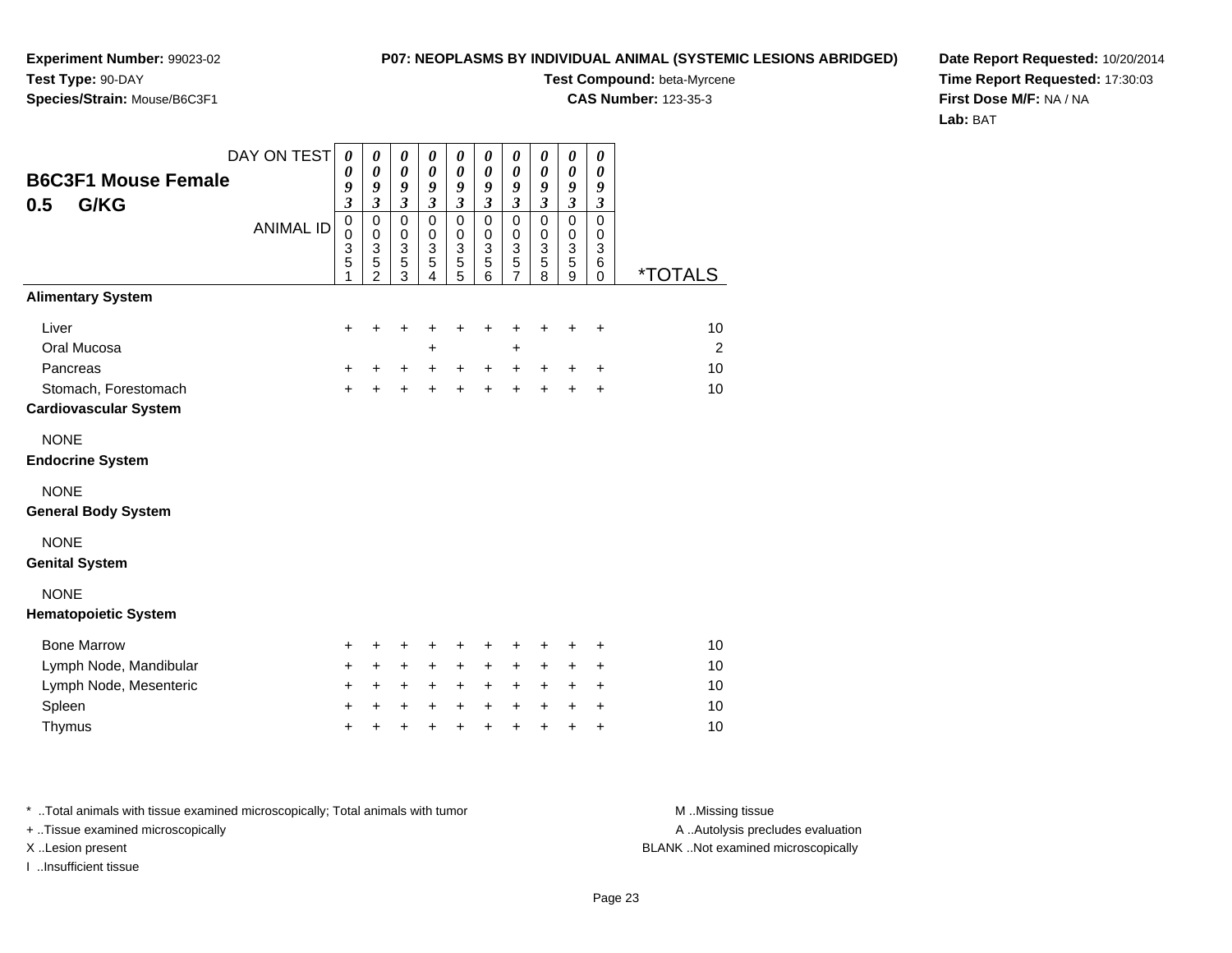**Experiment Number:** 99023-02
**Test Type:** 90-DAY
**Species/Strain:** Mouse/B6C3F1

**P07: NEOPLASMS BY INDIVIDUAL ANIMAL (SYSTEMIC LESIONS ABRIDGED)**
**Test Compound:** beta-Myrcene
**CAS Number:** 123-35-3

**Date Report Requested:** 10/20/2014
**Time Report Requested:** 17:30:03
**First Dose M/F:** NA / NA
**Lab:** BAT

## B6C3F1 Mouse Female
## 0.5 G/KG

| DAY ON TEST | 0093 | 0093 | 0093 | 0093 | 0093 | 0093 | 0093 | 0093 | 0093 | 0093 | |
|---|---|---|---|---|---|---|---|---|---|---|---|
| **ANIMAL ID** | 00351 | 00352 | 00353 | 00354 | 00355 | 00356 | 00357 | 00358 | 00359 | 00360 | ***TOTALS** |
| **Alimentary System** | | | | | | | | | | | |
| Liver | + | + | + | + | + | + | + | + | + | + | 10 |
| Oral Mucosa | | | | + | | | + | | | | 2 |
| Pancreas | + | + | + | + | + | + | + | + | + | + | 10 |
| Stomach, Forestomach | + | + | + | + | + | + | + | + | + | + | 10 |
| **Cardiovascular System** | | | | | | | | | | | |
| NONE | | | | | | | | | | | |
| **Endocrine System** | | | | | | | | | | | |
| NONE | | | | | | | | | | | |
| **General Body System** | | | | | | | | | | | |
| NONE | | | | | | | | | | | |
| **Genital System** | | | | | | | | | | | |
| NONE | | | | | | | | | | | |
| **Hematopoietic System** | | | | | | | | | | | |
| Bone Marrow | + | + | + | + | + | + | + | + | + | + | 10 |
| Lymph Node, Mandibular | + | + | + | + | + | + | + | + | + | + | 10 |
| Lymph Node, Mesenteric | + | + | + | + | + | + | + | + | + | + | 10 |
| Spleen | + | + | + | + | + | + | + | + | + | + | 10 |
| Thymus | + | + | + | + | + | + | + | + | + | + | 10 |

* ..Total animals with tissue examined microscopically; Total animals with tumor
+ ..Tissue examined microscopically
X ..Lesion present
I ..Insufficient tissue

M ..Missing tissue
A ..Autolysis precludes evaluation
BLANK ..Not examined microscopically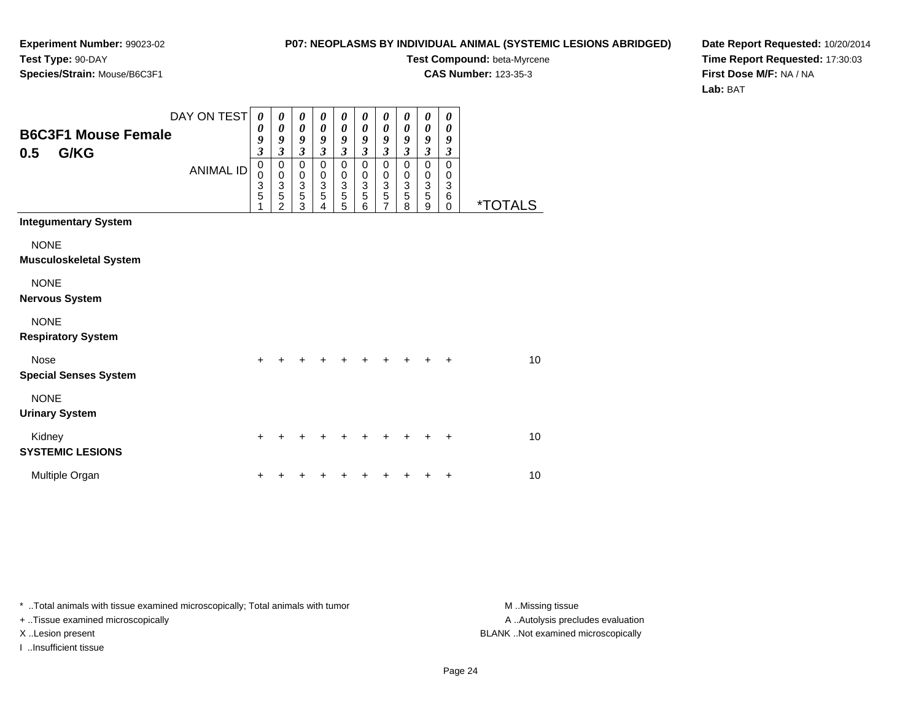**Experiment Number:** 99023-02
**Test Type:** 90-DAY
**Species/Strain:** Mouse/B6C3F1

**P07: NEOPLASMS BY INDIVIDUAL ANIMAL (SYSTEMIC LESIONS ABRIDGED)**
**Test Compound:** beta-Myrcene
**CAS Number:** 123-35-3

**Date Report Requested:** 10/20/2014
**Time Report Requested:** 17:30:03
**First Dose M/F:** NA / NA
**Lab:** BAT

## B6C3F1 Mouse Female
## 0.5 G/KG

| DAY ON TEST | 0093 | 0093 | 0093 | 0093 | 0093 | 0093 | 0093 | 0093 | 0093 | 0093 | |
|---|---|---|---|---|---|---|---|---|---|---|---|
| ANIMAL ID | 00351 | 00352 | 00353 | 00354 | 00355 | 00356 | 00357 | 00358 | 00359 | 00360 | *TOTALS |
| **Integumentary System** | | | | | | | | | | | |
| NONE | | | | | | | | | | | |
| **Musculoskeletal System** | | | | | | | | | | | |
| NONE | | | | | | | | | | | |
| **Nervous System** | | | | | | | | | | | |
| NONE | | | | | | | | | | | |
| **Respiratory System** | | | | | | | | | | | |
| Nose | + | + | + | + | + | + | + | + | + | + | 10 |
| **Special Senses System** | | | | | | | | | | | |
| NONE | | | | | | | | | | | |
| **Urinary System** | | | | | | | | | | | |
| Kidney | + | + | + | + | + | + | + | + | + | + | 10 |
| **SYSTEMIC LESIONS** | | | | | | | | | | | |
| Multiple Organ | + | + | + | + | + | + | + | + | + | + | 10 |

* ..Total animals with tissue examined microscopically; Total animals with tumor
+ ..Tissue examined microscopically
X ..Lesion present
I ..Insufficient tissue

M ..Missing tissue
A ..Autolysis precludes evaluation
BLANK ..Not examined microscopically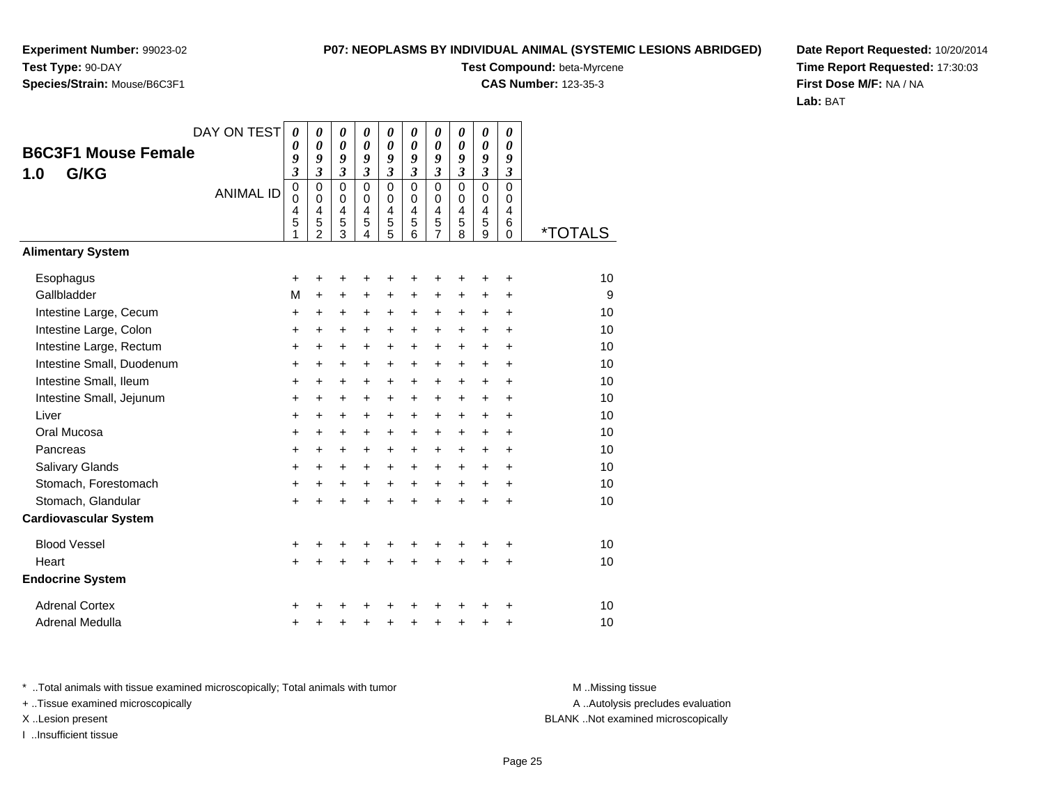**Experiment Number:** 99023-02
**Test Type:** 90-DAY
**Species/Strain:** Mouse/B6C3F1

**P07: NEOPLASMS BY INDIVIDUAL ANIMAL (SYSTEMIC LESIONS ABRIDGED)**
**Test Compound:** beta-Myrcene
**CAS Number:** 123-35-3

**Date Report Requested:** 10/20/2014
**Time Report Requested:** 17:30:03
**First Dose M/F:** NA / NA
**Lab:** BAT

## B6C3F1 Mouse Female
## 1.0 G/KG

| DAY ON TEST | 0093 | 0093 | 0093 | 0093 | 0093 | 0093 | 0093 | 0093 | 0093 | 0093 | |
|---|---|---|---|---|---|---|---|---|---|---|---|
| ANIMAL ID | 00451 | 00452 | 00453 | 00454 | 00455 | 00456 | 00457 | 00458 | 00459 | 00460 | *TOTALS |
| **Alimentary System** | | | | | | | | | | | |
| Esophagus | + | + | + | + | + | + | + | + | + | + | 10 |
| Gallbladder | M | + | + | + | + | + | + | + | + | + | 9 |
| Intestine Large, Cecum | + | + | + | + | + | + | + | + | + | + | 10 |
| Intestine Large, Colon | + | + | + | + | + | + | + | + | + | + | 10 |
| Intestine Large, Rectum | + | + | + | + | + | + | + | + | + | + | 10 |
| Intestine Small, Duodenum | + | + | + | + | + | + | + | + | + | + | 10 |
| Intestine Small, Ileum | + | + | + | + | + | + | + | + | + | + | 10 |
| Intestine Small, Jejunum | + | + | + | + | + | + | + | + | + | + | 10 |
| Liver | + | + | + | + | + | + | + | + | + | + | 10 |
| Oral Mucosa | + | + | + | + | + | + | + | + | + | + | 10 |
| Pancreas | + | + | + | + | + | + | + | + | + | + | 10 |
| Salivary Glands | + | + | + | + | + | + | + | + | + | + | 10 |
| Stomach, Forestomach | + | + | + | + | + | + | + | + | + | + | 10 |
| Stomach, Glandular | + | + | + | + | + | + | + | + | + | + | 10 |
| **Cardiovascular System** | | | | | | | | | | | |
| Blood Vessel | + | + | + | + | + | + | + | + | + | + | 10 |
| Heart | + | + | + | + | + | + | + | + | + | + | 10 |
| **Endocrine System** | | | | | | | | | | | |
| Adrenal Cortex | + | + | + | + | + | + | + | + | + | + | 10 |
| Adrenal Medulla | + | + | + | + | + | + | + | + | + | + | 10 |

\* ..Total animals with tissue examined microscopically; Total animals with tumor
\+ ..Tissue examined microscopically
X ..Lesion present
I ..Insufficient tissue

M ..Missing tissue
A ..Autolysis precludes evaluation
BLANK ..Not examined microscopically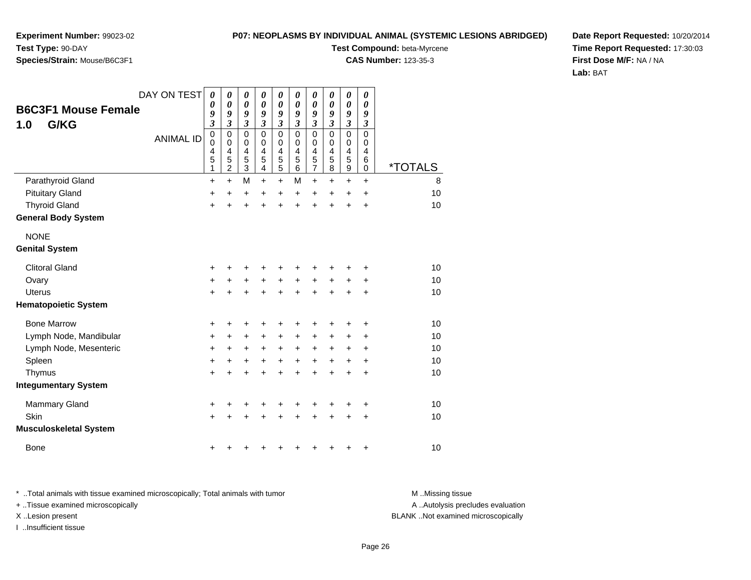**Experiment Number:** 99023-02
**Test Type:** 90-DAY
**Species/Strain:** Mouse/B6C3F1

**P07: NEOPLASMS BY INDIVIDUAL ANIMAL (SYSTEMIC LESIONS ABRIDGED)**
**Test Compound:** beta-Myrcene
**CAS Number:** 123-35-3

**Date Report Requested:** 10/20/2014
**Time Report Requested:** 17:30:03
**First Dose M/F:** NA / NA
**Lab:** BAT

## B6C3F1 Mouse Female
## 1.0 G/KG

| DAY ON TEST | 0093 | 0093 | 0093 | 0093 | 0093 | 0093 | 0093 | 0093 | 0093 | 0093 | |
|---|---|---|---|---|---|---|---|---|---|---|---|
| ANIMAL ID | 00451 | 00452 | 00453 | 00454 | 00455 | 00456 | 00457 | 00458 | 00459 | 00460 | *TOTALS |
| Parathyroid Gland | + | + | M | + | + | M | + | + | + | + | 8 |
| Pituitary Gland | + | + | + | + | + | + | + | + | + | + | 10 |
| Thyroid Gland | + | + | + | + | + | + | + | + | + | + | 10 |
| **General Body System** | | | | | | | | | | | |
| NONE | | | | | | | | | | | |
| **Genital System** | | | | | | | | | | | |
| Clitoral Gland | + | + | + | + | + | + | + | + | + | + | 10 |
| Ovary | + | + | + | + | + | + | + | + | + | + | 10 |
| Uterus | + | + | + | + | + | + | + | + | + | + | 10 |
| **Hematopoietic System** | | | | | | | | | | | |
| Bone Marrow | + | + | + | + | + | + | + | + | + | + | 10 |
| Lymph Node, Mandibular | + | + | + | + | + | + | + | + | + | + | 10 |
| Lymph Node, Mesenteric | + | + | + | + | + | + | + | + | + | + | 10 |
| Spleen | + | + | + | + | + | + | + | + | + | + | 10 |
| Thymus | + | + | + | + | + | + | + | + | + | + | 10 |
| **Integumentary System** | | | | | | | | | | | |
| Mammary Gland | + | + | + | + | + | + | + | + | + | + | 10 |
| Skin | + | + | + | + | + | + | + | + | + | + | 10 |
| **Musculoskeletal System** | | | | | | | | | | | |
| Bone | + | + | + | + | + | + | + | + | + | + | 10 |

* ..Total animals with tissue examined microscopically; Total animals with tumor
+ ..Tissue examined microscopically
X ..Lesion present
I ..Insufficient tissue

M ..Missing tissue
A ..Autolysis precludes evaluation
BLANK ..Not examined microscopically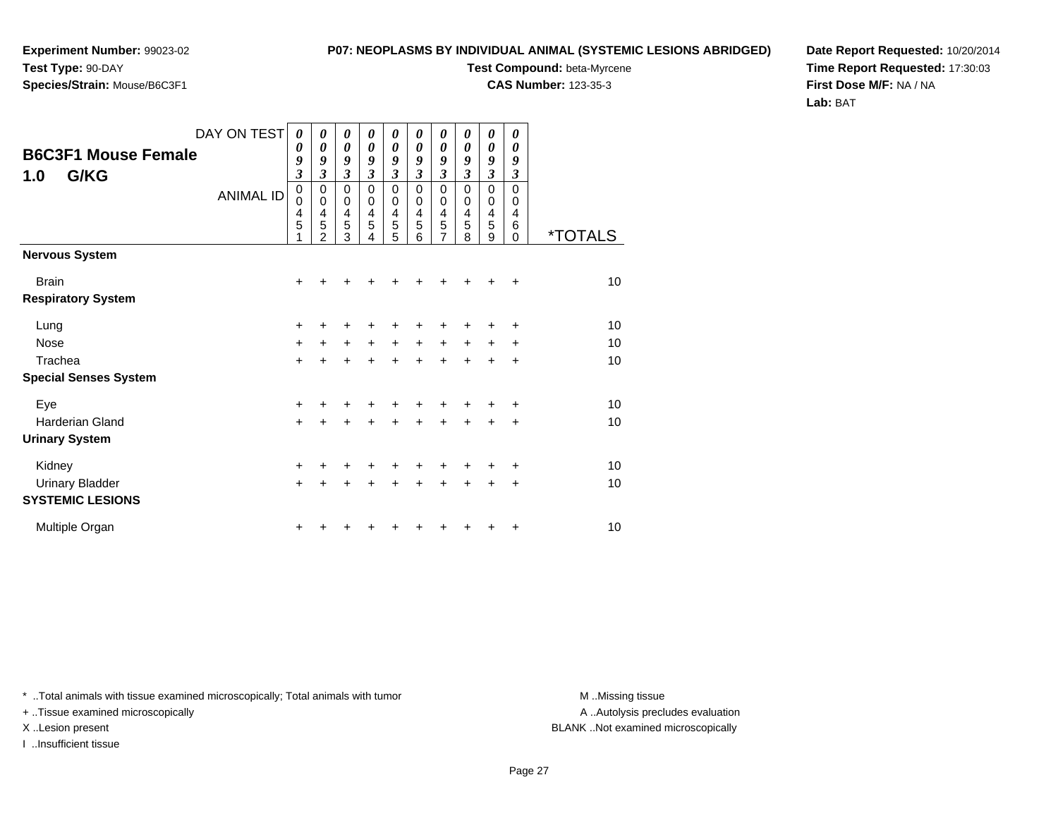**Experiment Number:** 99023-02
**Test Type:** 90-DAY
**Species/Strain:** Mouse/B6C3F1

**P07: NEOPLASMS BY INDIVIDUAL ANIMAL (SYSTEMIC LESIONS ABRIDGED)**
**Test Compound:** beta-Myrcene
**CAS Number:** 123-35-3

**Date Report Requested:** 10/20/2014
**Time Report Requested:** 17:30:03
**First Dose M/F:** NA / NA
**Lab:** BAT

## B6C3F1 Mouse Female
## 1.0 G/KG

| DAY ON TEST | 0093 | 0093 | 0093 | 0093 | 0093 | 0093 | 0093 | 0093 | 0093 | 0093 | |
|---|---|---|---|---|---|---|---|---|---|---|---|
| ANIMAL ID | 00451 | 00452 | 00453 | 00454 | 00455 | 00456 | 00457 | 00458 | 00459 | 00460 | *TOTALS |
| **Nervous System** | | | | | | | | | | | |
| Brain | + | + | + | + | + | + | + | + | + | + | 10 |
| **Respiratory System** | | | | | | | | | | | |
| Lung | + | + | + | + | + | + | + | + | + | + | 10 |
| Nose | + | + | + | + | + | + | + | + | + | + | 10 |
| Trachea | + | + | + | + | + | + | + | + | + | + | 10 |
| **Special Senses System** | | | | | | | | | | | |
| Eye | + | + | + | + | + | + | + | + | + | + | 10 |
| Harderian Gland | + | + | + | + | + | + | + | + | + | + | 10 |
| **Urinary System** | | | | | | | | | | | |
| Kidney | + | + | + | + | + | + | + | + | + | + | 10 |
| Urinary Bladder | + | + | + | + | + | + | + | + | + | + | 10 |
| **SYSTEMIC LESIONS** | | | | | | | | | | | |
| Multiple Organ | + | + | + | + | + | + | + | + | + | + | 10 |

* ..Total animals with tissue examined microscopically; Total animals with tumor
+ ..Tissue examined microscopically
X ..Lesion present
I ..Insufficient tissue

M ..Missing tissue
A ..Autolysis precludes evaluation
BLANK ..Not examined microscopically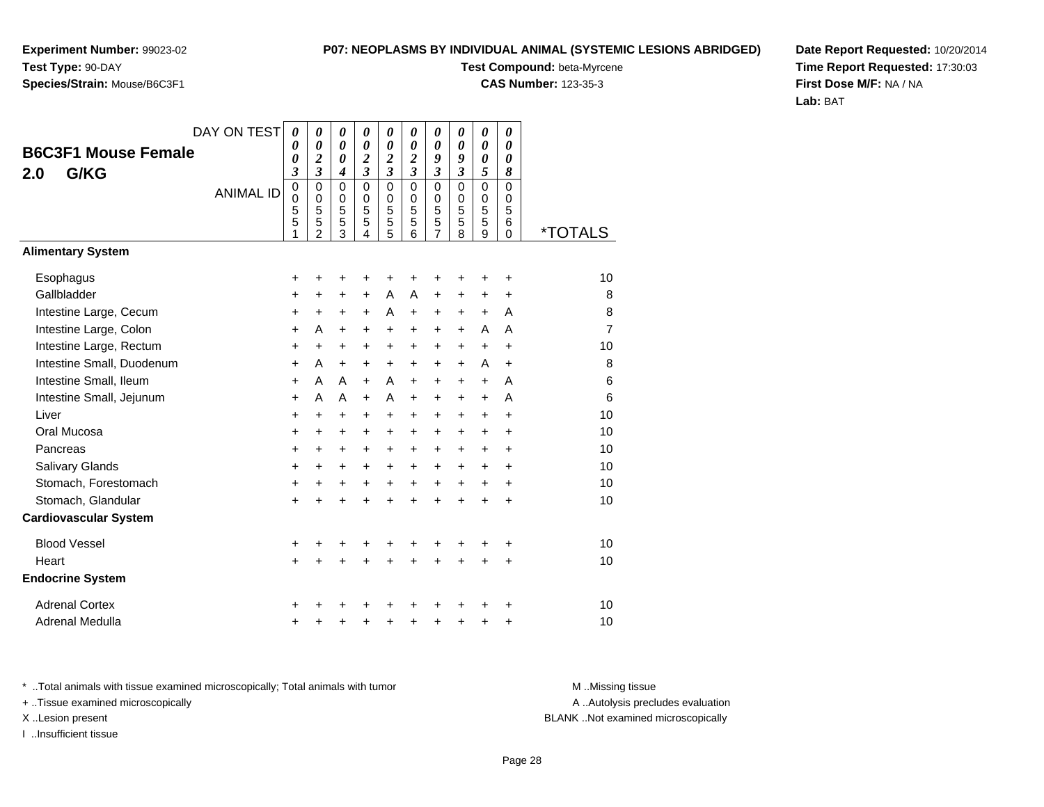**Experiment Number:** 99023-02
**Test Type:** 90-DAY
**Species/Strain:** Mouse/B6C3F1

**P07: NEOPLASMS BY INDIVIDUAL ANIMAL (SYSTEMIC LESIONS ABRIDGED)**
**Test Compound:** beta-Myrcene
**CAS Number:** 123-35-3

**Date Report Requested:** 10/20/2014
**Time Report Requested:** 17:30:03
**First Dose M/F:** NA / NA
**Lab:** BAT

## B6C3F1 Mouse Female
## 2.0 G/KG

| DAY ON TEST | 0003 | 0023 | 0004 | 0023 | 0023 | 0023 | 0093 | 0093 | 0005 | 0008 | |
|---|---|---|---|---|---|---|---|---|---|---|---|
| ANIMAL ID | 00551 | 00552 | 00553 | 00554 | 00555 | 00556 | 00557 | 00558 | 00559 | 00560 | *TOTALS |
| **Alimentary System** | | | | | | | | | | | |
| Esophagus | + | + | + | + | + | + | + | + | + | + | 10 |
| Gallbladder | + | + | + | + | A | A | + | + | + | + | 8 |
| Intestine Large, Cecum | + | + | + | + | A | + | + | + | + | A | 8 |
| Intestine Large, Colon | + | A | + | + | + | + | + | + | A | A | 7 |
| Intestine Large, Rectum | + | + | + | + | + | + | + | + | + | + | 10 |
| Intestine Small, Duodenum | + | A | + | + | + | + | + | + | A | + | 8 |
| Intestine Small, Ileum | + | A | A | + | A | + | + | + | + | A | 6 |
| Intestine Small, Jejunum | + | A | A | + | A | + | + | + | + | A | 6 |
| Liver | + | + | + | + | + | + | + | + | + | + | 10 |
| Oral Mucosa | + | + | + | + | + | + | + | + | + | + | 10 |
| Pancreas | + | + | + | + | + | + | + | + | + | + | 10 |
| Salivary Glands | + | + | + | + | + | + | + | + | + | + | 10 |
| Stomach, Forestomach | + | + | + | + | + | + | + | + | + | + | 10 |
| Stomach, Glandular | + | + | + | + | + | + | + | + | + | + | 10 |
| **Cardiovascular System** | | | | | | | | | | | |
| Blood Vessel | + | + | + | + | + | + | + | + | + | + | 10 |
| Heart | + | + | + | + | + | + | + | + | + | + | 10 |
| **Endocrine System** | | | | | | | | | | | |
| Adrenal Cortex | + | + | + | + | + | + | + | + | + | + | 10 |
| Adrenal Medulla | + | + | + | + | + | + | + | + | + | + | 10 |

* ..Total animals with tissue examined microscopically; Total animals with tumor
+ ..Tissue examined microscopically
X ..Lesion present
I ..Insufficient tissue

M ..Missing tissue
A ..Autolysis precludes evaluation
BLANK ..Not examined microscopically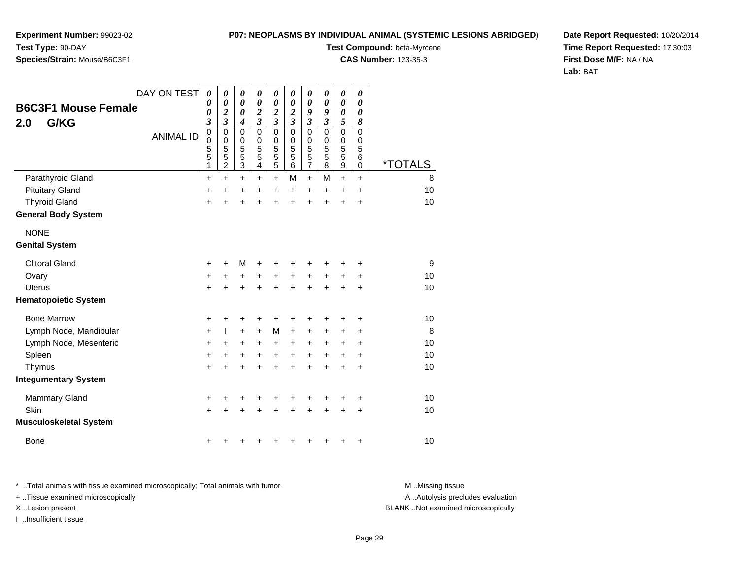**Experiment Number:** 99023-02
**Test Type:** 90-DAY
**Species/Strain:** Mouse/B6C3F1

**P07: NEOPLASMS BY INDIVIDUAL ANIMAL (SYSTEMIC LESIONS ABRIDGED)**
**Test Compound:** beta-Myrcene
**CAS Number:** 123-35-3

**Date Report Requested:** 10/20/2014
**Time Report Requested:** 17:30:03
**First Dose M/F:** NA / NA
**Lab:** BAT

## B6C3F1 Mouse Female 2.0 G/KG

| DAY ON TEST | 0003 | 0023 | 0004 | 0023 | 0023 | 0023 | 0093 | 0093 | 0005 | 0008 | |
|---|---|---|---|---|---|---|---|---|---|---|---|
| ANIMAL ID | 00551 | 00552 | 00553 | 00554 | 00555 | 00556 | 00557 | 00558 | 00559 | 00560 | *TOTALS |
| Parathyroid Gland | + | + | + | + | + | M | + | M | + | + | 8 |
| Pituitary Gland | + | + | + | + | + | + | + | + | + | + | 10 |
| Thyroid Gland | + | + | + | + | + | + | + | + | + | + | 10 |
| **General Body System** | | | | | | | | | | | |
| NONE | | | | | | | | | | | |
| **Genital System** | | | | | | | | | | | |
| Clitoral Gland | + | + | M | + | + | + | + | + | + | + | 9 |
| Ovary | + | + | + | + | + | + | + | + | + | + | 10 |
| Uterus | + | + | + | + | + | + | + | + | + | + | 10 |
| **Hematopoietic System** | | | | | | | | | | | |
| Bone Marrow | + | + | + | + | + | + | + | + | + | + | 10 |
| Lymph Node, Mandibular | + | I | + | + | M | + | + | + | + | + | 8 |
| Lymph Node, Mesenteric | + | + | + | + | + | + | + | + | + | + | 10 |
| Spleen | + | + | + | + | + | + | + | + | + | + | 10 |
| Thymus | + | + | + | + | + | + | + | + | + | + | 10 |
| **Integumentary System** | | | | | | | | | | | |
| Mammary Gland | + | + | + | + | + | + | + | + | + | + | 10 |
| Skin | + | + | + | + | + | + | + | + | + | + | 10 |
| **Musculoskeletal System** | | | | | | | | | | | |
| Bone | + | + | + | + | + | + | + | + | + | + | 10 |

\* ..Total animals with tissue examined microscopically; Total animals with tumor
\+ ..Tissue examined microscopically
X ..Lesion present
I ..Insufficient tissue

M ..Missing tissue
A ..Autolysis precludes evaluation
BLANK ..Not examined microscopically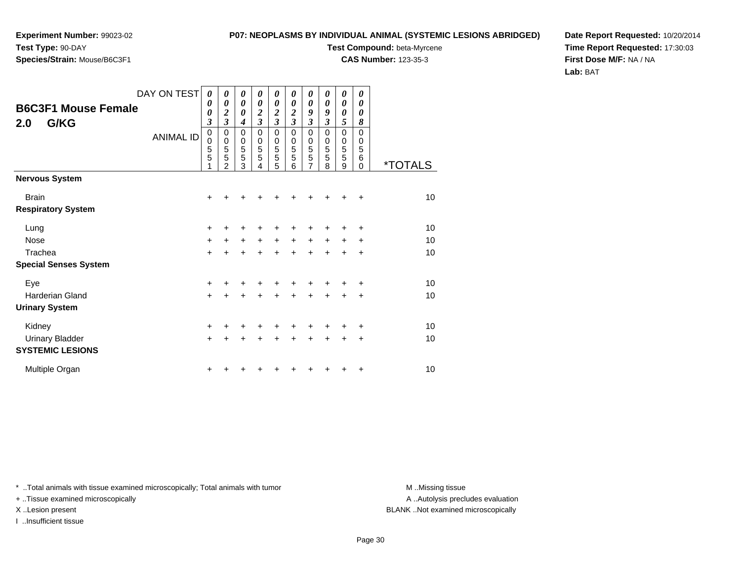**Experiment Number:** 99023-02
**Test Type:** 90-DAY
**Species/Strain:** Mouse/B6C3F1

**P07: NEOPLASMS BY INDIVIDUAL ANIMAL (SYSTEMIC LESIONS ABRIDGED)**
**Test Compound:** beta-Myrcene
**CAS Number:** 123-35-3

**Date Report Requested:** 10/20/2014
**Time Report Requested:** 17:30:03
**First Dose M/F:** NA / NA
**Lab:** BAT

## B6C3F1 Mouse Female
## 2.0 G/KG

| DAY ON TEST | 0003 | 0023 | 0004 | 0023 | 0023 | 0023 | 0093 | 0093 | 0005 | 0008 | |
|---|---|---|---|---|---|---|---|---|---|---|---|
| **ANIMAL ID** | 00551 | 00552 | 00553 | 00554 | 00555 | 00556 | 00557 | 00558 | 00559 | 00560 | ***TOTALS** |
| **Nervous System** | | | | | | | | | | | |
| Brain | + | + | + | + | + | + | + | + | + | + | 10 |
| **Respiratory System** | | | | | | | | | | | |
| Lung | + | + | + | + | + | + | + | + | + | + | 10 |
| Nose | + | + | + | + | + | + | + | + | + | + | 10 |
| Trachea | + | + | + | + | + | + | + | + | + | + | 10 |
| **Special Senses System** | | | | | | | | | | | |
| Eye | + | + | + | + | + | + | + | + | + | + | 10 |
| Harderian Gland | + | + | + | + | + | + | + | + | + | + | 10 |
| **Urinary System** | | | | | | | | | | | |
| Kidney | + | + | + | + | + | + | + | + | + | + | 10 |
| Urinary Bladder | + | + | + | + | + | + | + | + | + | + | 10 |
| **SYSTEMIC LESIONS** | | | | | | | | | | | |
| Multiple Organ | + | + | + | + | + | + | + | + | + | + | 10 |

* ..Total animals with tissue examined microscopically; Total animals with tumor
+ ..Tissue examined microscopically
X ..Lesion present
I ..Insufficient tissue

M ..Missing tissue
A ..Autolysis precludes evaluation
BLANK ..Not examined microscopically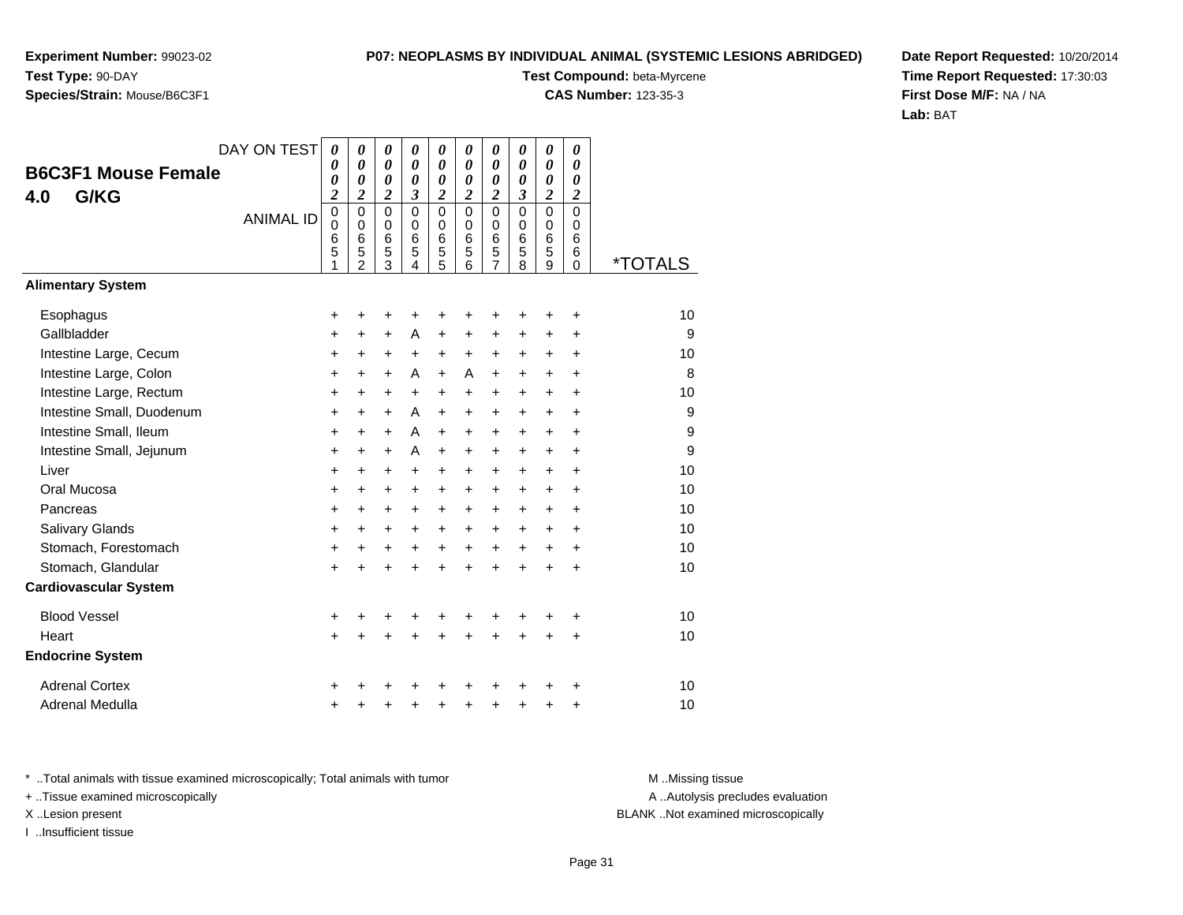**Experiment Number:** 99023-02
**Test Type:** 90-DAY
**Species/Strain:** Mouse/B6C3F1

**P07: NEOPLASMS BY INDIVIDUAL ANIMAL (SYSTEMIC LESIONS ABRIDGED)**
**Test Compound:** beta-Myrcene
**CAS Number:** 123-35-3

**Date Report Requested:** 10/20/2014
**Time Report Requested:** 17:30:03
**First Dose M/F:** NA / NA
**Lab:** BAT

## B6C3F1 Mouse Female
## 4.0 G/KG

| DAY ON TEST | 0002 | 0002 | 0002 | 0003 | 0002 | 0002 | 0002 | 0003 | 0002 | 0002 | |
|---|---|---|---|---|---|---|---|---|---|---|---|
| ANIMAL ID | 00651 | 00652 | 00653 | 00654 | 00655 | 00656 | 00657 | 00658 | 00659 | 00660 | *TOTALS |
| **Alimentary System** | | | | | | | | | | | |
| Esophagus | + | + | + | + | + | + | + | + | + | + | 10 |
| Gallbladder | + | + | + | A | + | + | + | + | + | + | 9 |
| Intestine Large, Cecum | + | + | + | + | + | + | + | + | + | + | 10 |
| Intestine Large, Colon | + | + | + | A | + | A | + | + | + | + | 8 |
| Intestine Large, Rectum | + | + | + | + | + | + | + | + | + | + | 10 |
| Intestine Small, Duodenum | + | + | + | A | + | + | + | + | + | + | 9 |
| Intestine Small, Ileum | + | + | + | A | + | + | + | + | + | + | 9 |
| Intestine Small, Jejunum | + | + | + | A | + | + | + | + | + | + | 9 |
| Liver | + | + | + | + | + | + | + | + | + | + | 10 |
| Oral Mucosa | + | + | + | + | + | + | + | + | + | + | 10 |
| Pancreas | + | + | + | + | + | + | + | + | + | + | 10 |
| Salivary Glands | + | + | + | + | + | + | + | + | + | + | 10 |
| Stomach, Forestomach | + | + | + | + | + | + | + | + | + | + | 10 |
| Stomach, Glandular | + | + | + | + | + | + | + | + | + | + | 10 |
| **Cardiovascular System** | | | | | | | | | | | |
| Blood Vessel | + | + | + | + | + | + | + | + | + | + | 10 |
| Heart | + | + | + | + | + | + | + | + | + | + | 10 |
| **Endocrine System** | | | | | | | | | | | |
| Adrenal Cortex | + | + | + | + | + | + | + | + | + | + | 10 |
| Adrenal Medulla | + | + | + | + | + | + | + | + | + | + | 10 |

* ..Total animals with tissue examined microscopically; Total animals with tumor
+ ..Tissue examined microscopically
X ..Lesion present
I ..Insufficient tissue

M ..Missing tissue
A ..Autolysis precludes evaluation
BLANK ..Not examined microscopically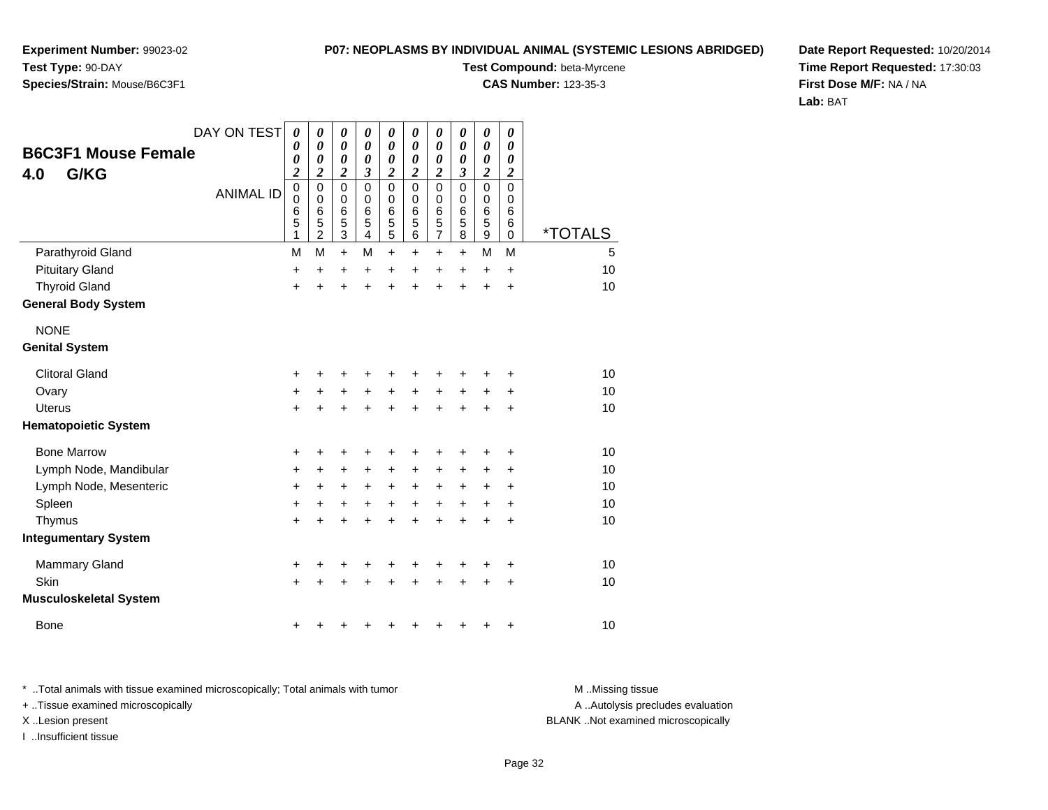**Experiment Number:** 99023-02
**Test Type:** 90-DAY
**Species/Strain:** Mouse/B6C3F1

**P07: NEOPLASMS BY INDIVIDUAL ANIMAL (SYSTEMIC LESIONS ABRIDGED)**
**Test Compound:** beta-Myrcene
**CAS Number:** 123-35-3

**Date Report Requested:** 10/20/2014
**Time Report Requested:** 17:30:03
**First Dose M/F:** NA / NA
**Lab:** BAT

## B6C3F1 Mouse Female
## 4.0 G/KG

| DAY ON TEST | 0002 | 0002 | 0002 | 0003 | 0002 | 0002 | 0002 | 0003 | 0002 | 0002 | |
|---|---|---|---|---|---|---|---|---|---|---|---|
| ANIMAL ID | 00651 | 00652 | 00653 | 00654 | 00655 | 00656 | 00657 | 00658 | 00659 | 00660 | *TOTALS |
| Parathyroid Gland | M | M | + | M | + | + | + | + | M | M | 5 |
| Pituitary Gland | + | + | + | + | + | + | + | + | + | + | 10 |
| Thyroid Gland | + | + | + | + | + | + | + | + | + | + | 10 |
| **General Body System** | | | | | | | | | | | |
| NONE | | | | | | | | | | | |
| **Genital System** | | | | | | | | | | | |
| Clitoral Gland | + | + | + | + | + | + | + | + | + | + | 10 |
| Ovary | + | + | + | + | + | + | + | + | + | + | 10 |
| Uterus | + | + | + | + | + | + | + | + | + | + | 10 |
| **Hematopoietic System** | | | | | | | | | | | |
| Bone Marrow | + | + | + | + | + | + | + | + | + | + | 10 |
| Lymph Node, Mandibular | + | + | + | + | + | + | + | + | + | + | 10 |
| Lymph Node, Mesenteric | + | + | + | + | + | + | + | + | + | + | 10 |
| Spleen | + | + | + | + | + | + | + | + | + | + | 10 |
| Thymus | + | + | + | + | + | + | + | + | + | + | 10 |
| **Integumentary System** | | | | | | | | | | | |
| Mammary Gland | + | + | + | + | + | + | + | + | + | + | 10 |
| Skin | + | + | + | + | + | + | + | + | + | + | 10 |
| **Musculoskeletal System** | | | | | | | | | | | |
| Bone | + | + | + | + | + | + | + | + | + | + | 10 |

\* ..Total animals with tissue examined microscopically; Total animals with tumor
\+ ..Tissue examined microscopically
X ..Lesion present
I ..Insufficient tissue

M ..Missing tissue
A ..Autolysis precludes evaluation
BLANK ..Not examined microscopically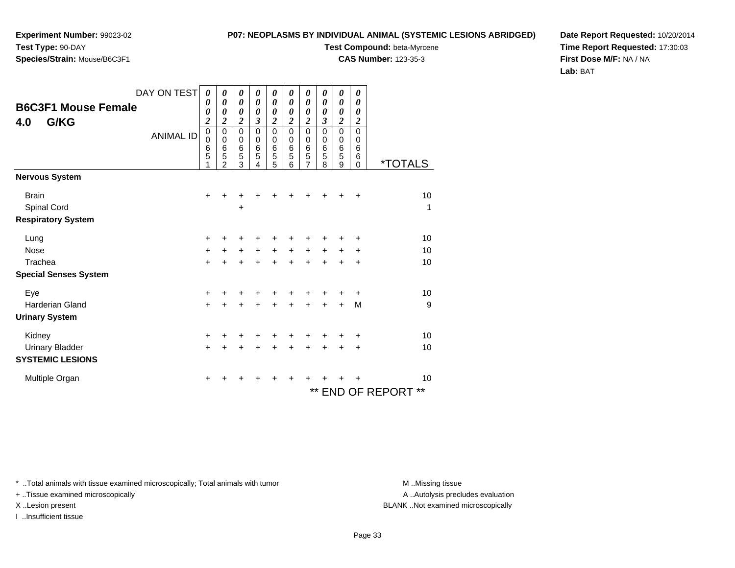**Experiment Number:** 99023-02
**Test Type:** 90-DAY
**Species/Strain:** Mouse/B6C3F1

**P07: NEOPLASMS BY INDIVIDUAL ANIMAL (SYSTEMIC LESIONS ABRIDGED)**
**Test Compound:** beta-Myrcene
**CAS Number:** 123-35-3

**Date Report Requested:** 10/20/2014
**Time Report Requested:** 17:30:03
**First Dose M/F:** NA / NA
**Lab:** BAT

## B6C3F1 Mouse Female
## 4.0 G/KG

| DAY ON TEST | 0002 | 0002 | 0002 | 0003 | 0002 | 0002 | 0002 | 0003 | 0002 | 0002 | |
|---|---|---|---|---|---|---|---|---|---|---|---|
| ANIMAL ID | 00651 | 00652 | 00653 | 00654 | 00655 | 00656 | 00657 | 00658 | 00659 | 00660 | *TOTALS |
| **Nervous System** | | | | | | | | | | | |
| Brain | + | + | + | + | + | + | + | + | + | + | 10 |
| Spinal Cord | | | + | | | | | | | | 1 |
| **Respiratory System** | | | | | | | | | | | |
| Lung | + | + | + | + | + | + | + | + | + | + | 10 |
| Nose | + | + | + | + | + | + | + | + | + | + | 10 |
| Trachea | + | + | + | + | + | + | + | + | + | + | 10 |
| **Special Senses System** | | | | | | | | | | | |
| Eye | + | + | + | + | + | + | + | + | + | + | 10 |
| Harderian Gland | + | + | + | + | + | + | + | + | + | M | 9 |
| **Urinary System** | | | | | | | | | | | |
| Kidney | + | + | + | + | + | + | + | + | + | + | 10 |
| Urinary Bladder | + | + | + | + | + | + | + | + | + | + | 10 |
| **SYSTEMIC LESIONS** | | | | | | | | | | | |
| Multiple Organ | + | + | + | + | + | + | + | + | + | + | 10 |

** END OF REPORT **

* ..Total animals with tissue examined microscopically; Total animals with tumor
+ ..Tissue examined microscopically
X ..Lesion present
I ..Insufficient tissue

M ..Missing tissue
A ..Autolysis precludes evaluation
BLANK ..Not examined microscopically